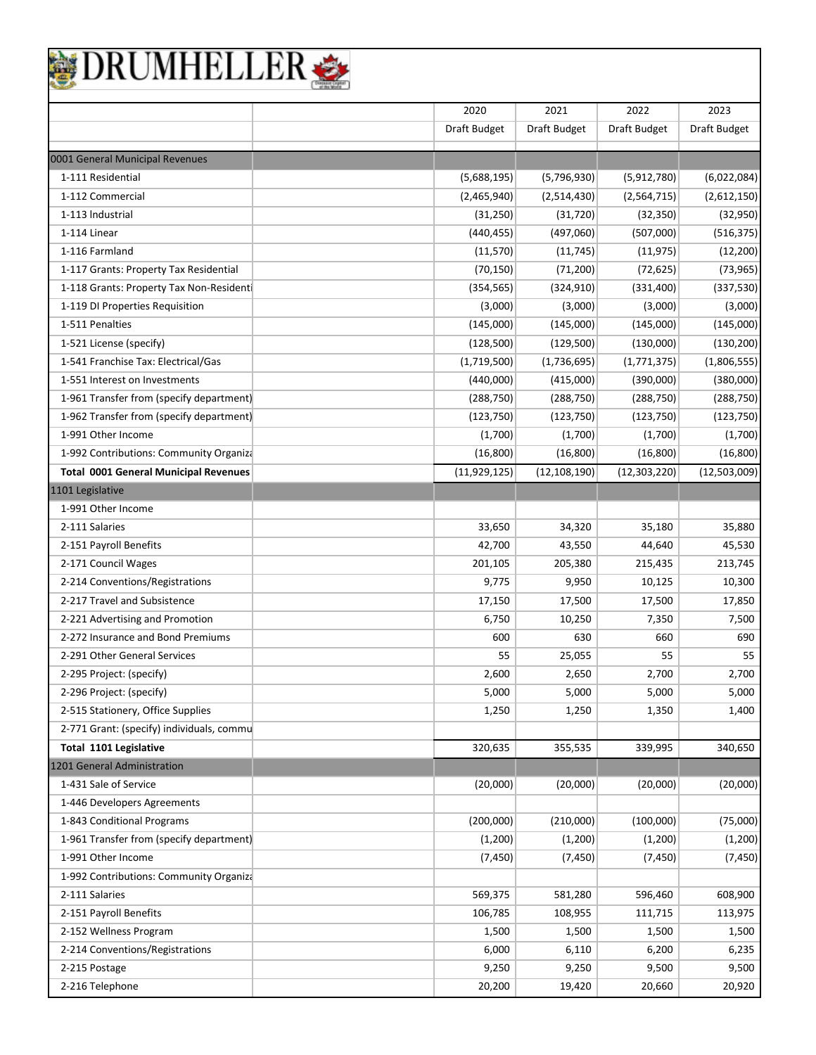# DRUMHELLER

| | | 2020 | 2021 | 2022 | 2023 |
|---|---|---|---|---|---|
| | | Draft Budget | Draft Budget | Draft Budget | Draft Budget |
| 0001 General Municipal Revenues | | | | | |
| 1-111 Residential | | (5,688,195) | (5,796,930) | (5,912,780) | (6,022,084) |
| 1-112 Commercial | | (2,465,940) | (2,514,430) | (2,564,715) | (2,612,150) |
| 1-113 Industrial | | (31,250) | (31,720) | (32,350) | (32,950) |
| 1-114 Linear | | (440,455) | (497,060) | (507,000) | (516,375) |
| 1-116 Farmland | | (11,570) | (11,745) | (11,975) | (12,200) |
| 1-117 Grants: Property Tax Residential | | (70,150) | (71,200) | (72,625) | (73,965) |
| 1-118 Grants: Property Tax Non-Residenti | | (354,565) | (324,910) | (331,400) | (337,530) |
| 1-119 DI Properties Requisition | | (3,000) | (3,000) | (3,000) | (3,000) |
| 1-511 Penalties | | (145,000) | (145,000) | (145,000) | (145,000) |
| 1-521 License (specify) | | (128,500) | (129,500) | (130,000) | (130,200) |
| 1-541 Franchise Tax: Electrical/Gas | | (1,719,500) | (1,736,695) | (1,771,375) | (1,806,555) |
| 1-551 Interest on Investments | | (440,000) | (415,000) | (390,000) | (380,000) |
| 1-961 Transfer from (specify department) | | (288,750) | (288,750) | (288,750) | (288,750) |
| 1-962 Transfer from (specify department) | | (123,750) | (123,750) | (123,750) | (123,750) |
| 1-991 Other Income | | (1,700) | (1,700) | (1,700) | (1,700) |
| 1-992 Contributions: Community Organiza | | (16,800) | (16,800) | (16,800) | (16,800) |
| **Total 0001 General Municipal Revenues** | | (11,929,125) | (12,108,190) | (12,303,220) | (12,503,009) |
| 1101 Legislative | | | | | |
| 1-991 Other Income | | | | | |
| 2-111 Salaries | | 33,650 | 34,320 | 35,180 | 35,880 |
| 2-151 Payroll Benefits | | 42,700 | 43,550 | 44,640 | 45,530 |
| 2-171 Council Wages | | 201,105 | 205,380 | 215,435 | 213,745 |
| 2-214 Conventions/Registrations | | 9,775 | 9,950 | 10,125 | 10,300 |
| 2-217 Travel and Subsistence | | 17,150 | 17,500 | 17,500 | 17,850 |
| 2-221 Advertising and Promotion | | 6,750 | 10,250 | 7,350 | 7,500 |
| 2-272 Insurance and Bond Premiums | | 600 | 630 | 660 | 690 |
| 2-291 Other General Services | | 55 | 25,055 | 55 | 55 |
| 2-295 Project: (specify) | | 2,600 | 2,650 | 2,700 | 2,700 |
| 2-296 Project: (specify) | | 5,000 | 5,000 | 5,000 | 5,000 |
| 2-515 Stationery, Office Supplies | | 1,250 | 1,250 | 1,350 | 1,400 |
| 2-771 Grant: (specify) individuals, commu | | | | | |
| **Total 1101 Legislative** | | 320,635 | 355,535 | 339,995 | 340,650 |
| 1201 General Administration | | | | | |
| 1-431 Sale of Service | | (20,000) | (20,000) | (20,000) | (20,000) |
| 1-446 Developers Agreements | | | | | |
| 1-843 Conditional Programs | | (200,000) | (210,000) | (100,000) | (75,000) |
| 1-961 Transfer from (specify department) | | (1,200) | (1,200) | (1,200) | (1,200) |
| 1-991 Other Income | | (7,450) | (7,450) | (7,450) | (7,450) |
| 1-992 Contributions: Community Organiza | | | | | |
| 2-111 Salaries | | 569,375 | 581,280 | 596,460 | 608,900 |
| 2-151 Payroll Benefits | | 106,785 | 108,955 | 111,715 | 113,975 |
| 2-152 Wellness Program | | 1,500 | 1,500 | 1,500 | 1,500 |
| 2-214 Conventions/Registrations | | 6,000 | 6,110 | 6,200 | 6,235 |
| 2-215 Postage | | 9,250 | 9,250 | 9,500 | 9,500 |
| 2-216 Telephone | | 20,200 | 19,420 | 20,660 | 20,920 |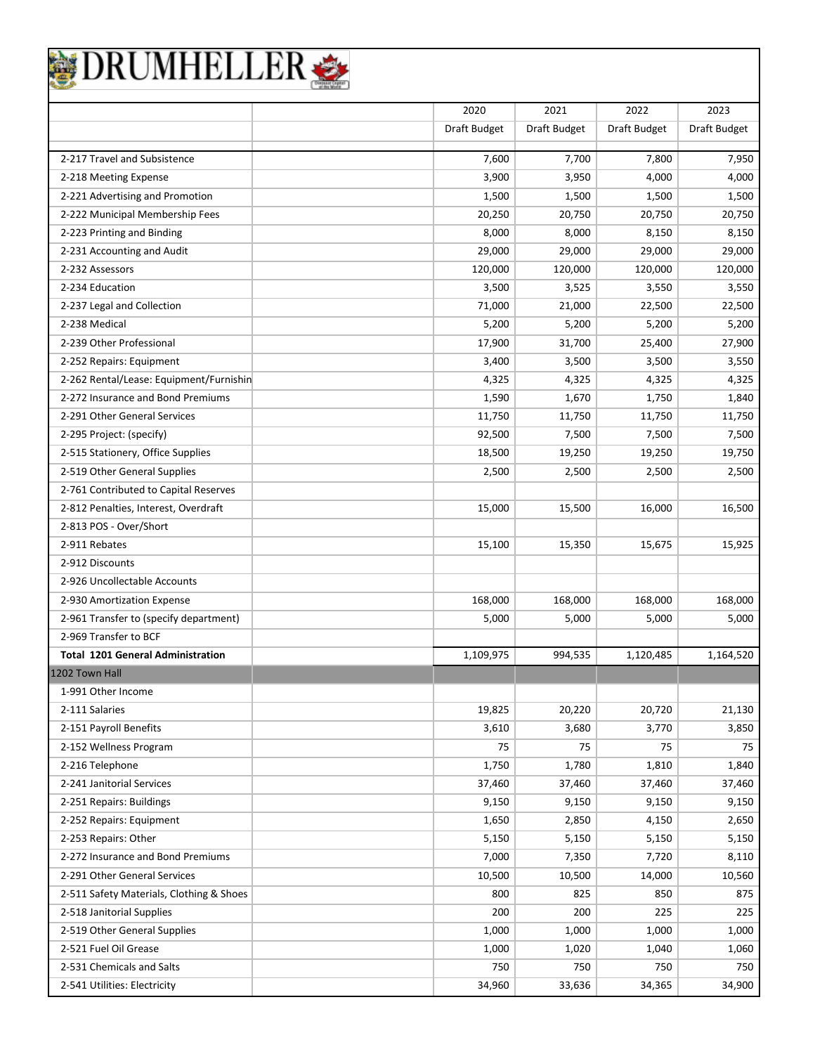# DRUMHELLER

| | | 2020 | 2021 | 2022 | 2023 |
|---|---|---|---|---|---|
| | | Draft Budget | Draft Budget | Draft Budget | Draft Budget |
| 2-217 Travel and Subsistence | | 7,600 | 7,700 | 7,800 | 7,950 |
| 2-218 Meeting Expense | | 3,900 | 3,950 | 4,000 | 4,000 |
| 2-221 Advertising and Promotion | | 1,500 | 1,500 | 1,500 | 1,500 |
| 2-222 Municipal Membership Fees | | 20,250 | 20,750 | 20,750 | 20,750 |
| 2-223 Printing and Binding | | 8,000 | 8,000 | 8,150 | 8,150 |
| 2-231 Accounting and Audit | | 29,000 | 29,000 | 29,000 | 29,000 |
| 2-232 Assessors | | 120,000 | 120,000 | 120,000 | 120,000 |
| 2-234 Education | | 3,500 | 3,525 | 3,550 | 3,550 |
| 2-237 Legal and Collection | | 71,000 | 21,000 | 22,500 | 22,500 |
| 2-238 Medical | | 5,200 | 5,200 | 5,200 | 5,200 |
| 2-239 Other Professional | | 17,900 | 31,700 | 25,400 | 27,900 |
| 2-252 Repairs: Equipment | | 3,400 | 3,500 | 3,500 | 3,550 |
| 2-262 Rental/Lease: Equipment/Furnishin | | 4,325 | 4,325 | 4,325 | 4,325 |
| 2-272 Insurance and Bond Premiums | | 1,590 | 1,670 | 1,750 | 1,840 |
| 2-291 Other General Services | | 11,750 | 11,750 | 11,750 | 11,750 |
| 2-295 Project: (specify) | | 92,500 | 7,500 | 7,500 | 7,500 |
| 2-515 Stationery, Office Supplies | | 18,500 | 19,250 | 19,250 | 19,750 |
| 2-519 Other General Supplies | | 2,500 | 2,500 | 2,500 | 2,500 |
| 2-761 Contributed to Capital Reserves | | | | | |
| 2-812 Penalties, Interest, Overdraft | | 15,000 | 15,500 | 16,000 | 16,500 |
| 2-813 POS - Over/Short | | | | | |
| 2-911 Rebates | | 15,100 | 15,350 | 15,675 | 15,925 |
| 2-912 Discounts | | | | | |
| 2-926 Uncollectable Accounts | | | | | |
| 2-930 Amortization Expense | | 168,000 | 168,000 | 168,000 | 168,000 |
| 2-961 Transfer to (specify department) | | 5,000 | 5,000 | 5,000 | 5,000 |
| 2-969 Transfer to BCF | | | | | |
| **Total 1201 General Administration** | | 1,109,975 | 994,535 | 1,120,485 | 1,164,520 |
| 1202 Town Hall | | | | | |
| 1-991 Other Income | | | | | |
| 2-111 Salaries | | 19,825 | 20,220 | 20,720 | 21,130 |
| 2-151 Payroll Benefits | | 3,610 | 3,680 | 3,770 | 3,850 |
| 2-152 Wellness Program | | 75 | 75 | 75 | 75 |
| 2-216 Telephone | | 1,750 | 1,780 | 1,810 | 1,840 |
| 2-241 Janitorial Services | | 37,460 | 37,460 | 37,460 | 37,460 |
| 2-251 Repairs: Buildings | | 9,150 | 9,150 | 9,150 | 9,150 |
| 2-252 Repairs: Equipment | | 1,650 | 2,850 | 4,150 | 2,650 |
| 2-253 Repairs: Other | | 5,150 | 5,150 | 5,150 | 5,150 |
| 2-272 Insurance and Bond Premiums | | 7,000 | 7,350 | 7,720 | 8,110 |
| 2-291 Other General Services | | 10,500 | 10,500 | 14,000 | 10,560 |
| 2-511 Safety Materials, Clothing & Shoes | | 800 | 825 | 850 | 875 |
| 2-518 Janitorial Supplies | | 200 | 200 | 225 | 225 |
| 2-519 Other General Supplies | | 1,000 | 1,000 | 1,000 | 1,000 |
| 2-521 Fuel Oil Grease | | 1,000 | 1,020 | 1,040 | 1,060 |
| 2-531 Chemicals and Salts | | 750 | 750 | 750 | 750 |
| 2-541 Utilities: Electricity | | 34,960 | 33,636 | 34,365 | 34,900 |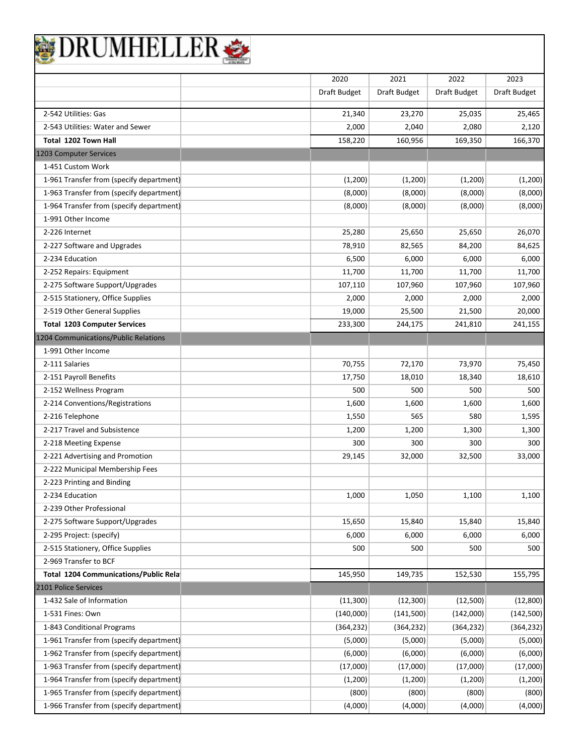# DRUMHELLER

| | | 2020 | 2021 | 2022 | 2023 |
|---|---|---|---|---|---|
| | | Draft Budget | Draft Budget | Draft Budget | Draft Budget |
| 2-542 Utilities: Gas | | 21,340 | 23,270 | 25,035 | 25,465 |
| 2-543 Utilities: Water and Sewer | | 2,000 | 2,040 | 2,080 | 2,120 |
| **Total 1202 Town Hall** | | 158,220 | 160,956 | 169,350 | 166,370 |
| 1203 Computer Services | | | | | |
| 1-451 Custom Work | | | | | |
| 1-961 Transfer from (specify department) | | (1,200) | (1,200) | (1,200) | (1,200) |
| 1-963 Transfer from (specify department) | | (8,000) | (8,000) | (8,000) | (8,000) |
| 1-964 Transfer from (specify department) | | (8,000) | (8,000) | (8,000) | (8,000) |
| 1-991 Other Income | | | | | |
| 2-226 Internet | | 25,280 | 25,650 | 25,650 | 26,070 |
| 2-227 Software and Upgrades | | 78,910 | 82,565 | 84,200 | 84,625 |
| 2-234 Education | | 6,500 | 6,000 | 6,000 | 6,000 |
| 2-252 Repairs: Equipment | | 11,700 | 11,700 | 11,700 | 11,700 |
| 2-275 Software Support/Upgrades | | 107,110 | 107,960 | 107,960 | 107,960 |
| 2-515 Stationery, Office Supplies | | 2,000 | 2,000 | 2,000 | 2,000 |
| 2-519 Other General Supplies | | 19,000 | 25,500 | 21,500 | 20,000 |
| **Total 1203 Computer Services** | | 233,300 | 244,175 | 241,810 | 241,155 |
| 1204 Communications/Public Relations | | | | | |
| 1-991 Other Income | | | | | |
| 2-111 Salaries | | 70,755 | 72,170 | 73,970 | 75,450 |
| 2-151 Payroll Benefits | | 17,750 | 18,010 | 18,340 | 18,610 |
| 2-152 Wellness Program | | 500 | 500 | 500 | 500 |
| 2-214 Conventions/Registrations | | 1,600 | 1,600 | 1,600 | 1,600 |
| 2-216 Telephone | | 1,550 | 565 | 580 | 1,595 |
| 2-217 Travel and Subsistence | | 1,200 | 1,200 | 1,300 | 1,300 |
| 2-218 Meeting Expense | | 300 | 300 | 300 | 300 |
| 2-221 Advertising and Promotion | | 29,145 | 32,000 | 32,500 | 33,000 |
| 2-222 Municipal Membership Fees | | | | | |
| 2-223 Printing and Binding | | | | | |
| 2-234 Education | | 1,000 | 1,050 | 1,100 | 1,100 |
| 2-239 Other Professional | | | | | |
| 2-275 Software Support/Upgrades | | 15,650 | 15,840 | 15,840 | 15,840 |
| 2-295 Project: (specify) | | 6,000 | 6,000 | 6,000 | 6,000 |
| 2-515 Stationery, Office Supplies | | 500 | 500 | 500 | 500 |
| 2-969 Transfer to BCF | | | | | |
| **Total 1204 Communications/Public Rela** | | 145,950 | 149,735 | 152,530 | 155,795 |
| 2101 Police Services | | | | | |
| 1-432 Sale of Information | | (11,300) | (12,300) | (12,500) | (12,800) |
| 1-531 Fines: Own | | (140,000) | (141,500) | (142,000) | (142,500) |
| 1-843 Conditional Programs | | (364,232) | (364,232) | (364,232) | (364,232) |
| 1-961 Transfer from (specify department) | | (5,000) | (5,000) | (5,000) | (5,000) |
| 1-962 Transfer from (specify department) | | (6,000) | (6,000) | (6,000) | (6,000) |
| 1-963 Transfer from (specify department) | | (17,000) | (17,000) | (17,000) | (17,000) |
| 1-964 Transfer from (specify department) | | (1,200) | (1,200) | (1,200) | (1,200) |
| 1-965 Transfer from (specify department) | | (800) | (800) | (800) | (800) |
| 1-966 Transfer from (specify department) | | (4,000) | (4,000) | (4,000) | (4,000) |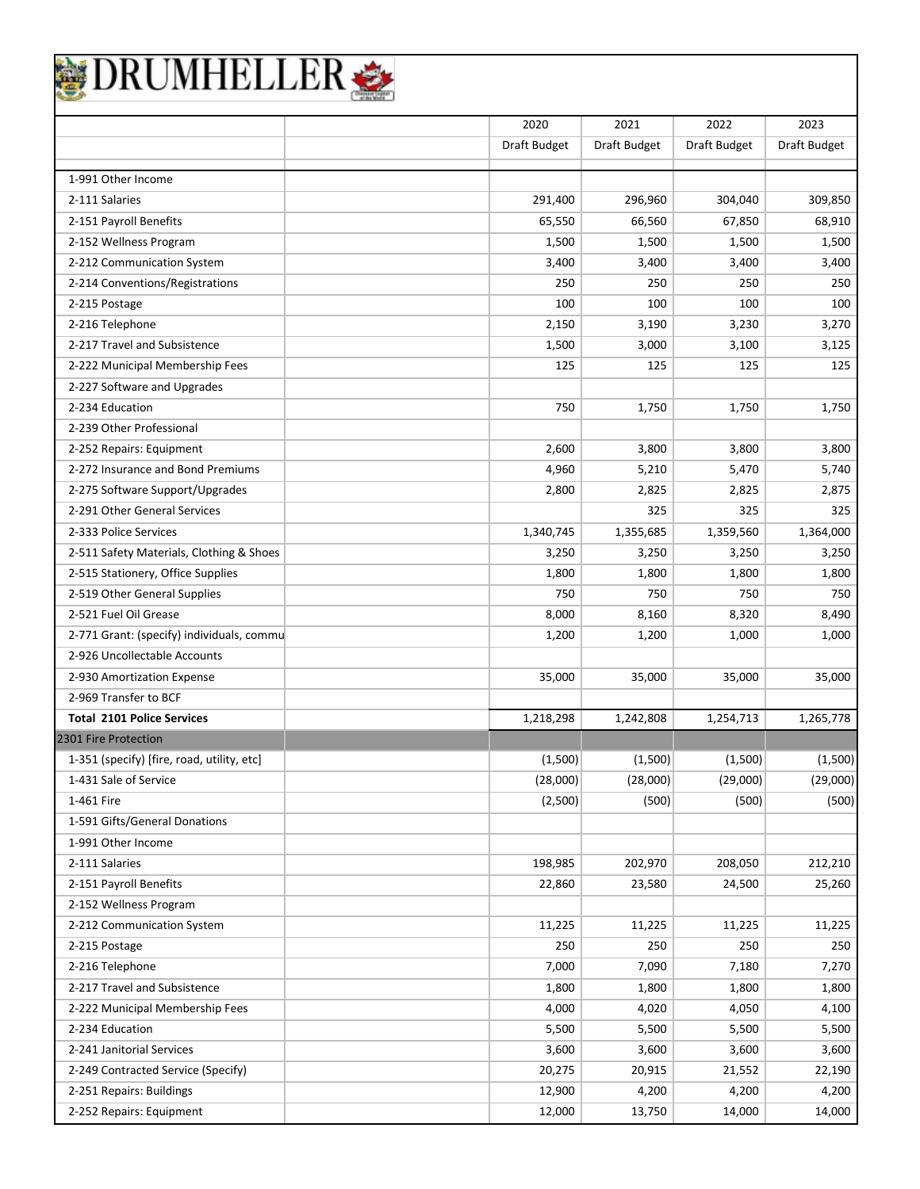# DRUMHELLER

| | | 2020 | 2021 | 2022 | 2023 |
|---|---|---|---|---|---|
| | | Draft Budget | Draft Budget | Draft Budget | Draft Budget |
| 1-991 Other Income | | | | | |
| 2-111 Salaries | | 291,400 | 296,960 | 304,040 | 309,850 |
| 2-151 Payroll Benefits | | 65,550 | 66,560 | 67,850 | 68,910 |
| 2-152 Wellness Program | | 1,500 | 1,500 | 1,500 | 1,500 |
| 2-212 Communication System | | 3,400 | 3,400 | 3,400 | 3,400 |
| 2-214 Conventions/Registrations | | 250 | 250 | 250 | 250 |
| 2-215 Postage | | 100 | 100 | 100 | 100 |
| 2-216 Telephone | | 2,150 | 3,190 | 3,230 | 3,270 |
| 2-217 Travel and Subsistence | | 1,500 | 3,000 | 3,100 | 3,125 |
| 2-222 Municipal Membership Fees | | 125 | 125 | 125 | 125 |
| 2-227 Software and Upgrades | | | | | |
| 2-234 Education | | 750 | 1,750 | 1,750 | 1,750 |
| 2-239 Other Professional | | | | | |
| 2-252 Repairs: Equipment | | 2,600 | 3,800 | 3,800 | 3,800 |
| 2-272 Insurance and Bond Premiums | | 4,960 | 5,210 | 5,470 | 5,740 |
| 2-275 Software Support/Upgrades | | 2,800 | 2,825 | 2,825 | 2,875 |
| 2-291 Other General Services | | | 325 | 325 | 325 |
| 2-333 Police Services | | 1,340,745 | 1,355,685 | 1,359,560 | 1,364,000 |
| 2-511 Safety Materials, Clothing & Shoes | | 3,250 | 3,250 | 3,250 | 3,250 |
| 2-515 Stationery, Office Supplies | | 1,800 | 1,800 | 1,800 | 1,800 |
| 2-519 Other General Supplies | | 750 | 750 | 750 | 750 |
| 2-521 Fuel Oil Grease | | 8,000 | 8,160 | 8,320 | 8,490 |
| 2-771 Grant: (specify) individuals, commu | | 1,200 | 1,200 | 1,000 | 1,000 |
| 2-926 Uncollectable Accounts | | | | | |
| 2-930 Amortization Expense | | 35,000 | 35,000 | 35,000 | 35,000 |
| 2-969 Transfer to BCF | | | | | |
| **Total 2101 Police Services** | | 1,218,298 | 1,242,808 | 1,254,713 | 1,265,778 |
| 2301 Fire Protection | | | | | |
| 1-351 (specify) [fire, road, utility, etc] | | (1,500) | (1,500) | (1,500) | (1,500) |
| 1-431 Sale of Service | | (28,000) | (28,000) | (29,000) | (29,000) |
| 1-461 Fire | | (2,500) | (500) | (500) | (500) |
| 1-591 Gifts/General Donations | | | | | |
| 1-991 Other Income | | | | | |
| 2-111 Salaries | | 198,985 | 202,970 | 208,050 | 212,210 |
| 2-151 Payroll Benefits | | 22,860 | 23,580 | 24,500 | 25,260 |
| 2-152 Wellness Program | | | | | |
| 2-212 Communication System | | 11,225 | 11,225 | 11,225 | 11,225 |
| 2-215 Postage | | 250 | 250 | 250 | 250 |
| 2-216 Telephone | | 7,000 | 7,090 | 7,180 | 7,270 |
| 2-217 Travel and Subsistence | | 1,800 | 1,800 | 1,800 | 1,800 |
| 2-222 Municipal Membership Fees | | 4,000 | 4,020 | 4,050 | 4,100 |
| 2-234 Education | | 5,500 | 5,500 | 5,500 | 5,500 |
| 2-241 Janitorial Services | | 3,600 | 3,600 | 3,600 | 3,600 |
| 2-249 Contracted Service (Specify) | | 20,275 | 20,915 | 21,552 | 22,190 |
| 2-251 Repairs: Buildings | | 12,900 | 4,200 | 4,200 | 4,200 |
| 2-252 Repairs: Equipment | | 12,000 | 13,750 | 14,000 | 14,000 |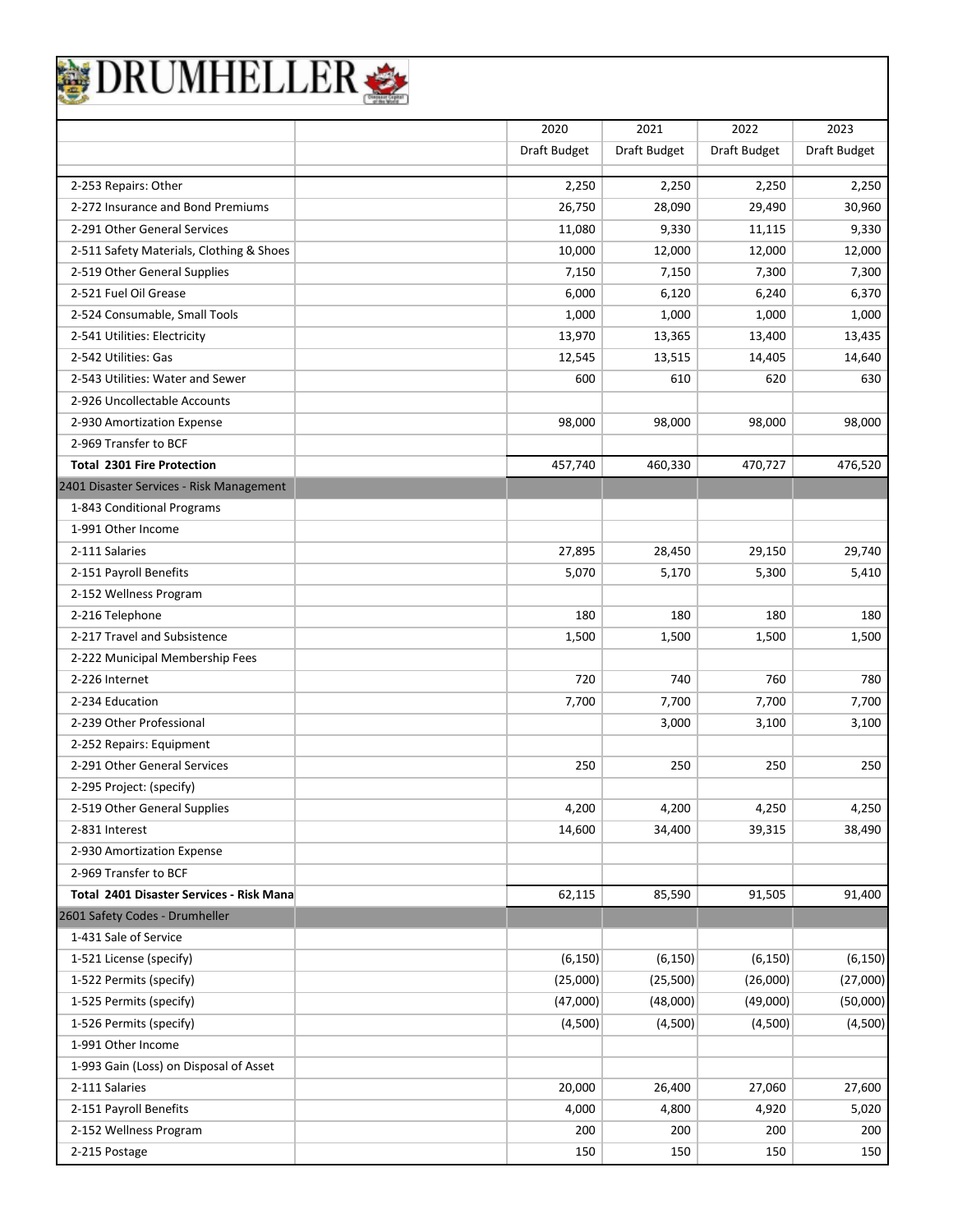# DRUMHELLER

| | | 2020 | 2021 | 2022 | 2023 |
|---|---|---|---|---|---|
| | | Draft Budget | Draft Budget | Draft Budget | Draft Budget |
| 2-253 Repairs: Other | | 2,250 | 2,250 | 2,250 | 2,250 |
| 2-272 Insurance and Bond Premiums | | 26,750 | 28,090 | 29,490 | 30,960 |
| 2-291 Other General Services | | 11,080 | 9,330 | 11,115 | 9,330 |
| 2-511 Safety Materials, Clothing & Shoes | | 10,000 | 12,000 | 12,000 | 12,000 |
| 2-519 Other General Supplies | | 7,150 | 7,150 | 7,300 | 7,300 |
| 2-521 Fuel Oil Grease | | 6,000 | 6,120 | 6,240 | 6,370 |
| 2-524 Consumable, Small Tools | | 1,000 | 1,000 | 1,000 | 1,000 |
| 2-541 Utilities: Electricity | | 13,970 | 13,365 | 13,400 | 13,435 |
| 2-542 Utilities: Gas | | 12,545 | 13,515 | 14,405 | 14,640 |
| 2-543 Utilities: Water and Sewer | | 600 | 610 | 620 | 630 |
| 2-926 Uncollectable Accounts | | | | | |
| 2-930 Amortization Expense | | 98,000 | 98,000 | 98,000 | 98,000 |
| 2-969 Transfer to BCF | | | | | |
| **Total 2301 Fire Protection** | | 457,740 | 460,330 | 470,727 | 476,520 |
| 2401 Disaster Services - Risk Management | | | | | |
| 1-843 Conditional Programs | | | | | |
| 1-991 Other Income | | | | | |
| 2-111 Salaries | | 27,895 | 28,450 | 29,150 | 29,740 |
| 2-151 Payroll Benefits | | 5,070 | 5,170 | 5,300 | 5,410 |
| 2-152 Wellness Program | | | | | |
| 2-216 Telephone | | 180 | 180 | 180 | 180 |
| 2-217 Travel and Subsistence | | 1,500 | 1,500 | 1,500 | 1,500 |
| 2-222 Municipal Membership Fees | | | | | |
| 2-226 Internet | | 720 | 740 | 760 | 780 |
| 2-234 Education | | 7,700 | 7,700 | 7,700 | 7,700 |
| 2-239 Other Professional | | | 3,000 | 3,100 | 3,100 |
| 2-252 Repairs: Equipment | | | | | |
| 2-291 Other General Services | | 250 | 250 | 250 | 250 |
| 2-295 Project: (specify) | | | | | |
| 2-519 Other General Supplies | | 4,200 | 4,200 | 4,250 | 4,250 |
| 2-831 Interest | | 14,600 | 34,400 | 39,315 | 38,490 |
| 2-930 Amortization Expense | | | | | |
| 2-969 Transfer to BCF | | | | | |
| **Total 2401 Disaster Services - Risk Mana** | | 62,115 | 85,590 | 91,505 | 91,400 |
| 2601 Safety Codes - Drumheller | | | | | |
| 1-431 Sale of Service | | | | | |
| 1-521 License (specify) | | (6,150) | (6,150) | (6,150) | (6,150) |
| 1-522 Permits (specify) | | (25,000) | (25,500) | (26,000) | (27,000) |
| 1-525 Permits (specify) | | (47,000) | (48,000) | (49,000) | (50,000) |
| 1-526 Permits (specify) | | (4,500) | (4,500) | (4,500) | (4,500) |
| 1-991 Other Income | | | | | |
| 1-993 Gain (Loss) on Disposal of Asset | | | | | |
| 2-111 Salaries | | 20,000 | 26,400 | 27,060 | 27,600 |
| 2-151 Payroll Benefits | | 4,000 | 4,800 | 4,920 | 5,020 |
| 2-152 Wellness Program | | 200 | 200 | 200 | 200 |
| 2-215 Postage | | 150 | 150 | 150 | 150 |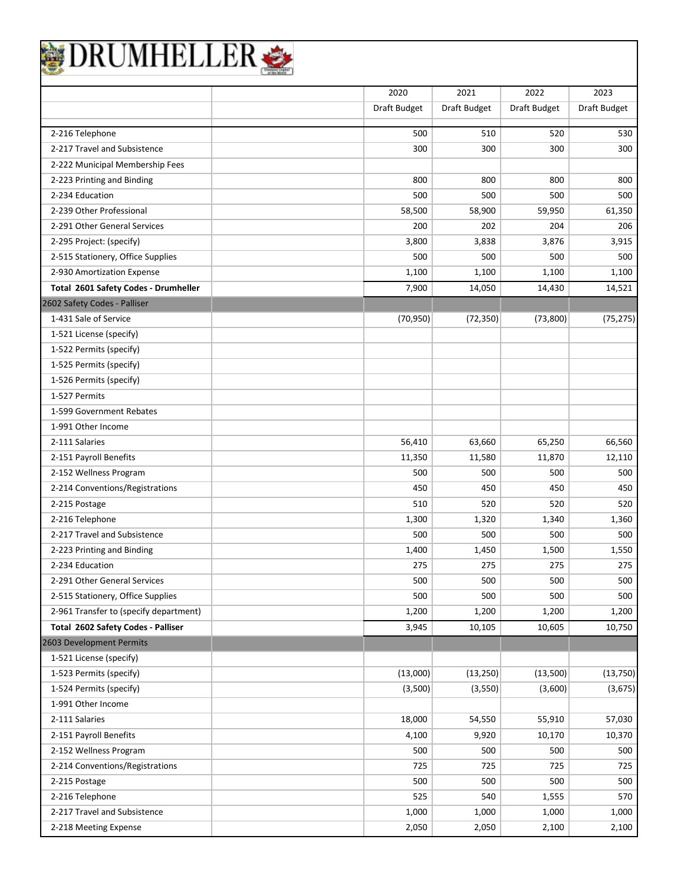# DRUMHELLER

| | | 2020 | 2021 | 2022 | 2023 |
|---|---|---|---|---|---|
| | | Draft Budget | Draft Budget | Draft Budget | Draft Budget |
| 2-216 Telephone | | 500 | 510 | 520 | 530 |
| 2-217 Travel and Subsistence | | 300 | 300 | 300 | 300 |
| 2-222 Municipal Membership Fees | | | | | |
| 2-223 Printing and Binding | | 800 | 800 | 800 | 800 |
| 2-234 Education | | 500 | 500 | 500 | 500 |
| 2-239 Other Professional | | 58,500 | 58,900 | 59,950 | 61,350 |
| 2-291 Other General Services | | 200 | 202 | 204 | 206 |
| 2-295 Project: (specify) | | 3,800 | 3,838 | 3,876 | 3,915 |
| 2-515 Stationery, Office Supplies | | 500 | 500 | 500 | 500 |
| 2-930 Amortization Expense | | 1,100 | 1,100 | 1,100 | 1,100 |
| **Total 2601 Safety Codes - Drumheller** | | 7,900 | 14,050 | 14,430 | 14,521 |
| 2602 Safety Codes - Palliser | | | | | |
| 1-431 Sale of Service | | (70,950) | (72,350) | (73,800) | (75,275) |
| 1-521 License (specify) | | | | | |
| 1-522 Permits (specify) | | | | | |
| 1-525 Permits (specify) | | | | | |
| 1-526 Permits (specify) | | | | | |
| 1-527 Permits | | | | | |
| 1-599 Government Rebates | | | | | |
| 1-991 Other Income | | | | | |
| 2-111 Salaries | | 56,410 | 63,660 | 65,250 | 66,560 |
| 2-151 Payroll Benefits | | 11,350 | 11,580 | 11,870 | 12,110 |
| 2-152 Wellness Program | | 500 | 500 | 500 | 500 |
| 2-214 Conventions/Registrations | | 450 | 450 | 450 | 450 |
| 2-215 Postage | | 510 | 520 | 520 | 520 |
| 2-216 Telephone | | 1,300 | 1,320 | 1,340 | 1,360 |
| 2-217 Travel and Subsistence | | 500 | 500 | 500 | 500 |
| 2-223 Printing and Binding | | 1,400 | 1,450 | 1,500 | 1,550 |
| 2-234 Education | | 275 | 275 | 275 | 275 |
| 2-291 Other General Services | | 500 | 500 | 500 | 500 |
| 2-515 Stationery, Office Supplies | | 500 | 500 | 500 | 500 |
| 2-961 Transfer to (specify department) | | 1,200 | 1,200 | 1,200 | 1,200 |
| **Total 2602 Safety Codes - Palliser** | | 3,945 | 10,105 | 10,605 | 10,750 |
| 2603 Development Permits | | | | | |
| 1-521 License (specify) | | | | | |
| 1-523 Permits (specify) | | (13,000) | (13,250) | (13,500) | (13,750) |
| 1-524 Permits (specify) | | (3,500) | (3,550) | (3,600) | (3,675) |
| 1-991 Other Income | | | | | |
| 2-111 Salaries | | 18,000 | 54,550 | 55,910 | 57,030 |
| 2-151 Payroll Benefits | | 4,100 | 9,920 | 10,170 | 10,370 |
| 2-152 Wellness Program | | 500 | 500 | 500 | 500 |
| 2-214 Conventions/Registrations | | 725 | 725 | 725 | 725 |
| 2-215 Postage | | 500 | 500 | 500 | 500 |
| 2-216 Telephone | | 525 | 540 | 1,555 | 570 |
| 2-217 Travel and Subsistence | | 1,000 | 1,000 | 1,000 | 1,000 |
| 2-218 Meeting Expense | | 2,050 | 2,050 | 2,100 | 2,100 |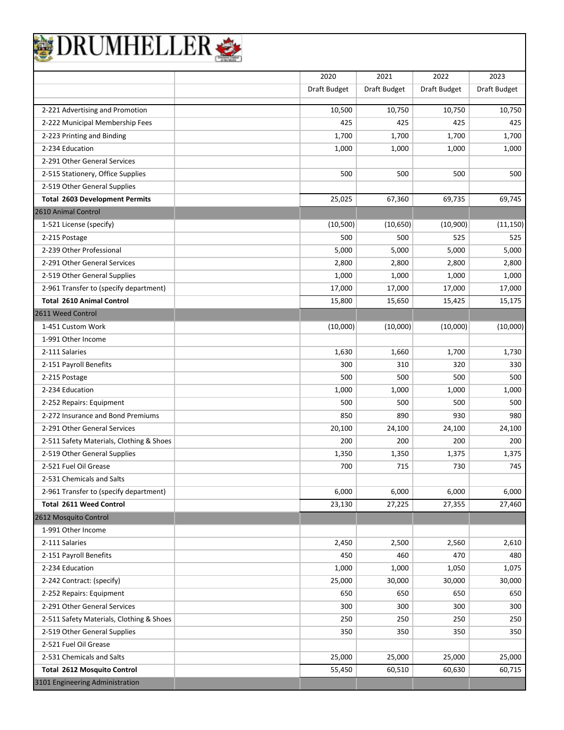# DRUMHELLER

| | | 2020 | 2021 | 2022 | 2023 |
|---|---|---|---|---|---|
| | | Draft Budget | Draft Budget | Draft Budget | Draft Budget |
| 2-221 Advertising and Promotion | | 10,500 | 10,750 | 10,750 | 10,750 |
| 2-222 Municipal Membership Fees | | 425 | 425 | 425 | 425 |
| 2-223 Printing and Binding | | 1,700 | 1,700 | 1,700 | 1,700 |
| 2-234 Education | | 1,000 | 1,000 | 1,000 | 1,000 |
| 2-291 Other General Services | | | | | |
| 2-515 Stationery, Office Supplies | | 500 | 500 | 500 | 500 |
| 2-519 Other General Supplies | | | | | |
| **Total 2603 Development Permits** | | 25,025 | 67,360 | 69,735 | 69,745 |
| 2610 Animal Control | | | | | |
| 1-521 License (specify) | | (10,500) | (10,650) | (10,900) | (11,150) |
| 2-215 Postage | | 500 | 500 | 525 | 525 |
| 2-239 Other Professional | | 5,000 | 5,000 | 5,000 | 5,000 |
| 2-291 Other General Services | | 2,800 | 2,800 | 2,800 | 2,800 |
| 2-519 Other General Supplies | | 1,000 | 1,000 | 1,000 | 1,000 |
| 2-961 Transfer to (specify department) | | 17,000 | 17,000 | 17,000 | 17,000 |
| **Total 2610 Animal Control** | | 15,800 | 15,650 | 15,425 | 15,175 |
| 2611 Weed Control | | | | | |
| 1-451 Custom Work | | (10,000) | (10,000) | (10,000) | (10,000) |
| 1-991 Other Income | | | | | |
| 2-111 Salaries | | 1,630 | 1,660 | 1,700 | 1,730 |
| 2-151 Payroll Benefits | | 300 | 310 | 320 | 330 |
| 2-215 Postage | | 500 | 500 | 500 | 500 |
| 2-234 Education | | 1,000 | 1,000 | 1,000 | 1,000 |
| 2-252 Repairs: Equipment | | 500 | 500 | 500 | 500 |
| 2-272 Insurance and Bond Premiums | | 850 | 890 | 930 | 980 |
| 2-291 Other General Services | | 20,100 | 24,100 | 24,100 | 24,100 |
| 2-511 Safety Materials, Clothing & Shoes | | 200 | 200 | 200 | 200 |
| 2-519 Other General Supplies | | 1,350 | 1,350 | 1,375 | 1,375 |
| 2-521 Fuel Oil Grease | | 700 | 715 | 730 | 745 |
| 2-531 Chemicals and Salts | | | | | |
| 2-961 Transfer to (specify department) | | 6,000 | 6,000 | 6,000 | 6,000 |
| **Total 2611 Weed Control** | | 23,130 | 27,225 | 27,355 | 27,460 |
| 2612 Mosquito Control | | | | | |
| 1-991 Other Income | | | | | |
| 2-111 Salaries | | 2,450 | 2,500 | 2,560 | 2,610 |
| 2-151 Payroll Benefits | | 450 | 460 | 470 | 480 |
| 2-234 Education | | 1,000 | 1,000 | 1,050 | 1,075 |
| 2-242 Contract: (specify) | | 25,000 | 30,000 | 30,000 | 30,000 |
| 2-252 Repairs: Equipment | | 650 | 650 | 650 | 650 |
| 2-291 Other General Services | | 300 | 300 | 300 | 300 |
| 2-511 Safety Materials, Clothing & Shoes | | 250 | 250 | 250 | 250 |
| 2-519 Other General Supplies | | 350 | 350 | 350 | 350 |
| 2-521 Fuel Oil Grease | | | | | |
| 2-531 Chemicals and Salts | | 25,000 | 25,000 | 25,000 | 25,000 |
| **Total 2612 Mosquito Control** | | 55,450 | 60,510 | 60,630 | 60,715 |
| 3101 Engineering Administration | | | | | |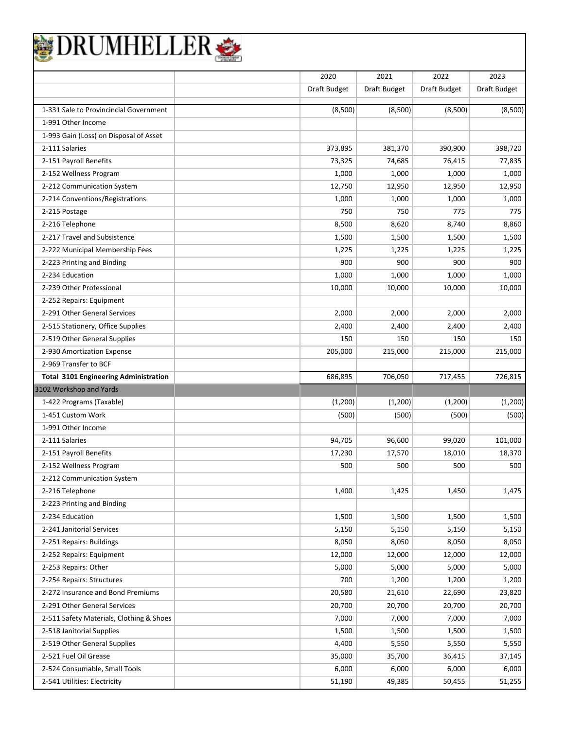# DRUMHELLER

| | | 2020 | 2021 | 2022 | 2023 |
|---|---|---|---|---|---|
| | | Draft Budget | Draft Budget | Draft Budget | Draft Budget |
| 1-331 Sale to Provincincial Government | | (8,500) | (8,500) | (8,500) | (8,500) |
| 1-991 Other Income | | | | | |
| 1-993 Gain (Loss) on Disposal of Asset | | | | | |
| 2-111 Salaries | | 373,895 | 381,370 | 390,900 | 398,720 |
| 2-151 Payroll Benefits | | 73,325 | 74,685 | 76,415 | 77,835 |
| 2-152 Wellness Program | | 1,000 | 1,000 | 1,000 | 1,000 |
| 2-212 Communication System | | 12,750 | 12,950 | 12,950 | 12,950 |
| 2-214 Conventions/Registrations | | 1,000 | 1,000 | 1,000 | 1,000 |
| 2-215 Postage | | 750 | 750 | 775 | 775 |
| 2-216 Telephone | | 8,500 | 8,620 | 8,740 | 8,860 |
| 2-217 Travel and Subsistence | | 1,500 | 1,500 | 1,500 | 1,500 |
| 2-222 Municipal Membership Fees | | 1,225 | 1,225 | 1,225 | 1,225 |
| 2-223 Printing and Binding | | 900 | 900 | 900 | 900 |
| 2-234 Education | | 1,000 | 1,000 | 1,000 | 1,000 |
| 2-239 Other Professional | | 10,000 | 10,000 | 10,000 | 10,000 |
| 2-252 Repairs: Equipment | | | | | |
| 2-291 Other General Services | | 2,000 | 2,000 | 2,000 | 2,000 |
| 2-515 Stationery, Office Supplies | | 2,400 | 2,400 | 2,400 | 2,400 |
| 2-519 Other General Supplies | | 150 | 150 | 150 | 150 |
| 2-930 Amortization Expense | | 205,000 | 215,000 | 215,000 | 215,000 |
| 2-969 Transfer to BCF | | | | | |
| **Total 3101 Engineering Administration** | | 686,895 | 706,050 | 717,455 | 726,815 |
| 3102 Workshop and Yards | | | | | |
| 1-422 Programs (Taxable) | | (1,200) | (1,200) | (1,200) | (1,200) |
| 1-451 Custom Work | | (500) | (500) | (500) | (500) |
| 1-991 Other Income | | | | | |
| 2-111 Salaries | | 94,705 | 96,600 | 99,020 | 101,000 |
| 2-151 Payroll Benefits | | 17,230 | 17,570 | 18,010 | 18,370 |
| 2-152 Wellness Program | | 500 | 500 | 500 | 500 |
| 2-212 Communication System | | | | | |
| 2-216 Telephone | | 1,400 | 1,425 | 1,450 | 1,475 |
| 2-223 Printing and Binding | | | | | |
| 2-234 Education | | 1,500 | 1,500 | 1,500 | 1,500 |
| 2-241 Janitorial Services | | 5,150 | 5,150 | 5,150 | 5,150 |
| 2-251 Repairs: Buildings | | 8,050 | 8,050 | 8,050 | 8,050 |
| 2-252 Repairs: Equipment | | 12,000 | 12,000 | 12,000 | 12,000 |
| 2-253 Repairs: Other | | 5,000 | 5,000 | 5,000 | 5,000 |
| 2-254 Repairs: Structures | | 700 | 1,200 | 1,200 | 1,200 |
| 2-272 Insurance and Bond Premiums | | 20,580 | 21,610 | 22,690 | 23,820 |
| 2-291 Other General Services | | 20,700 | 20,700 | 20,700 | 20,700 |
| 2-511 Safety Materials, Clothing & Shoes | | 7,000 | 7,000 | 7,000 | 7,000 |
| 2-518 Janitorial Supplies | | 1,500 | 1,500 | 1,500 | 1,500 |
| 2-519 Other General Supplies | | 4,400 | 5,550 | 5,550 | 5,550 |
| 2-521 Fuel Oil Grease | | 35,000 | 35,700 | 36,415 | 37,145 |
| 2-524 Consumable, Small Tools | | 6,000 | 6,000 | 6,000 | 6,000 |
| 2-541 Utilities: Electricity | | 51,190 | 49,385 | 50,455 | 51,255 |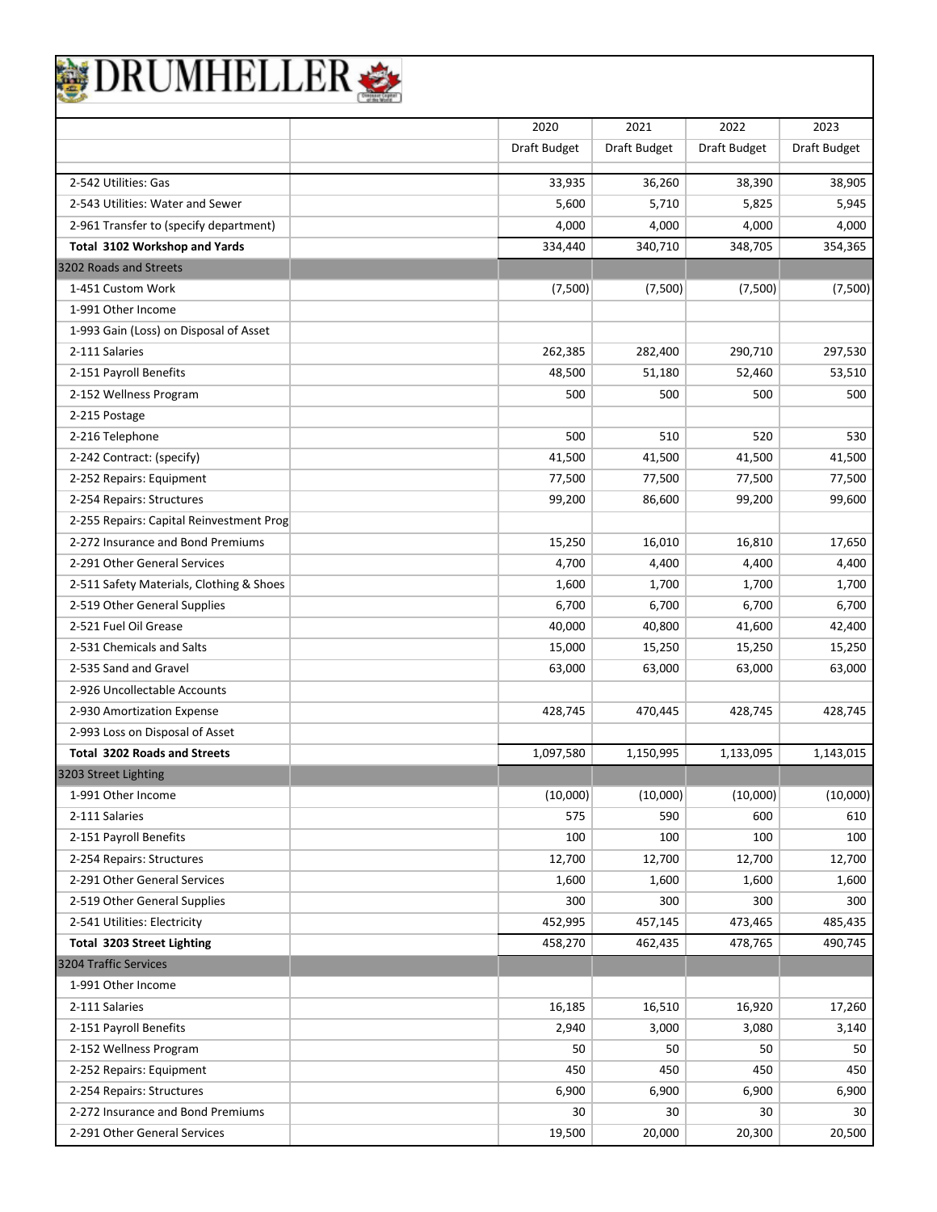# DRUMHELLER

| | | 2020 | 2021 | 2022 | 2023 |
|---|---|---|---|---|---|
| | | Draft Budget | Draft Budget | Draft Budget | Draft Budget |
| 2-542 Utilities: Gas | | 33,935 | 36,260 | 38,390 | 38,905 |
| 2-543 Utilities: Water and Sewer | | 5,600 | 5,710 | 5,825 | 5,945 |
| 2-961 Transfer to (specify department) | | 4,000 | 4,000 | 4,000 | 4,000 |
| **Total 3102 Workshop and Yards** | | 334,440 | 340,710 | 348,705 | 354,365 |
| 3202 Roads and Streets | | | | | |
| 1-451 Custom Work | | (7,500) | (7,500) | (7,500) | (7,500) |
| 1-991 Other Income | | | | | |
| 1-993 Gain (Loss) on Disposal of Asset | | | | | |
| 2-111 Salaries | | 262,385 | 282,400 | 290,710 | 297,530 |
| 2-151 Payroll Benefits | | 48,500 | 51,180 | 52,460 | 53,510 |
| 2-152 Wellness Program | | 500 | 500 | 500 | 500 |
| 2-215 Postage | | | | | |
| 2-216 Telephone | | 500 | 510 | 520 | 530 |
| 2-242 Contract: (specify) | | 41,500 | 41,500 | 41,500 | 41,500 |
| 2-252 Repairs: Equipment | | 77,500 | 77,500 | 77,500 | 77,500 |
| 2-254 Repairs: Structures | | 99,200 | 86,600 | 99,200 | 99,600 |
| 2-255 Repairs: Capital Reinvestment Prog | | | | | |
| 2-272 Insurance and Bond Premiums | | 15,250 | 16,010 | 16,810 | 17,650 |
| 2-291 Other General Services | | 4,700 | 4,400 | 4,400 | 4,400 |
| 2-511 Safety Materials, Clothing & Shoes | | 1,600 | 1,700 | 1,700 | 1,700 |
| 2-519 Other General Supplies | | 6,700 | 6,700 | 6,700 | 6,700 |
| 2-521 Fuel Oil Grease | | 40,000 | 40,800 | 41,600 | 42,400 |
| 2-531 Chemicals and Salts | | 15,000 | 15,250 | 15,250 | 15,250 |
| 2-535 Sand and Gravel | | 63,000 | 63,000 | 63,000 | 63,000 |
| 2-926 Uncollectable Accounts | | | | | |
| 2-930 Amortization Expense | | 428,745 | 470,445 | 428,745 | 428,745 |
| 2-993 Loss on Disposal of Asset | | | | | |
| **Total 3202 Roads and Streets** | | 1,097,580 | 1,150,995 | 1,133,095 | 1,143,015 |
| 3203 Street Lighting | | | | | |
| 1-991 Other Income | | (10,000) | (10,000) | (10,000) | (10,000) |
| 2-111 Salaries | | 575 | 590 | 600 | 610 |
| 2-151 Payroll Benefits | | 100 | 100 | 100 | 100 |
| 2-254 Repairs: Structures | | 12,700 | 12,700 | 12,700 | 12,700 |
| 2-291 Other General Services | | 1,600 | 1,600 | 1,600 | 1,600 |
| 2-519 Other General Supplies | | 300 | 300 | 300 | 300 |
| 2-541 Utilities: Electricity | | 452,995 | 457,145 | 473,465 | 485,435 |
| **Total 3203 Street Lighting** | | 458,270 | 462,435 | 478,765 | 490,745 |
| 3204 Traffic Services | | | | | |
| 1-991 Other Income | | | | | |
| 2-111 Salaries | | 16,185 | 16,510 | 16,920 | 17,260 |
| 2-151 Payroll Benefits | | 2,940 | 3,000 | 3,080 | 3,140 |
| 2-152 Wellness Program | | 50 | 50 | 50 | 50 |
| 2-252 Repairs: Equipment | | 450 | 450 | 450 | 450 |
| 2-254 Repairs: Structures | | 6,900 | 6,900 | 6,900 | 6,900 |
| 2-272 Insurance and Bond Premiums | | 30 | 30 | 30 | 30 |
| 2-291 Other General Services | | 19,500 | 20,000 | 20,300 | 20,500 |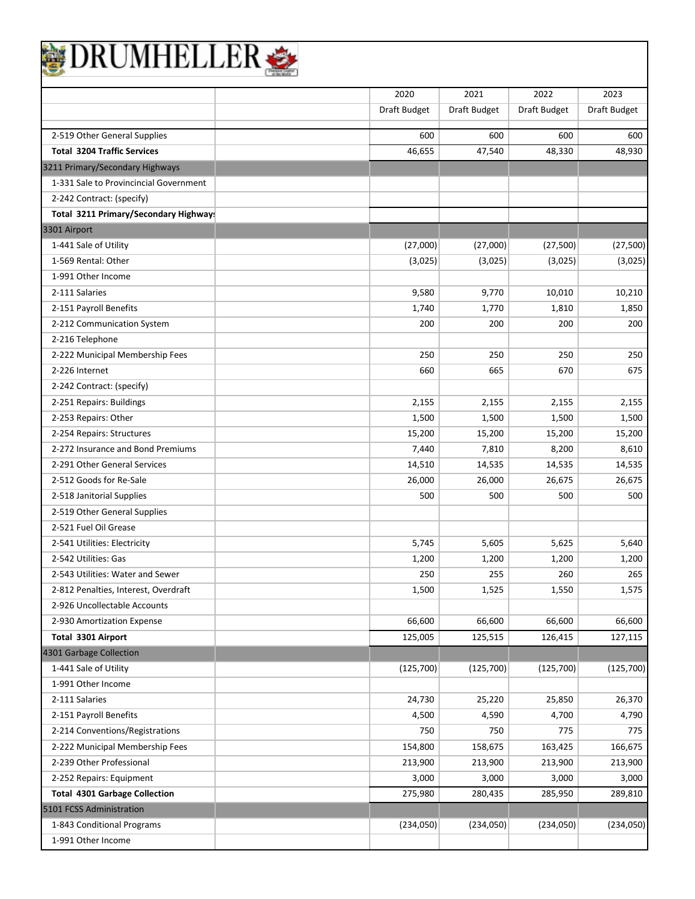# DRUMHELLER

| | | 2020 | 2021 | 2022 | 2023 |
|---|---|---|---|---|---|
| | | Draft Budget | Draft Budget | Draft Budget | Draft Budget |
| 2-519 Other General Supplies | | 600 | 600 | 600 | 600 |
| **Total 3204 Traffic Services** | | 46,655 | 47,540 | 48,330 | 48,930 |
| 3211 Primary/Secondary Highways | | | | | |
| 1-331 Sale to Provincincial Government | | | | | |
| 2-242 Contract: (specify) | | | | | |
| **Total 3211 Primary/Secondary Highways** | | | | | |
| 3301 Airport | | | | | |
| 1-441 Sale of Utility | | (27,000) | (27,000) | (27,500) | (27,500) |
| 1-569 Rental: Other | | (3,025) | (3,025) | (3,025) | (3,025) |
| 1-991 Other Income | | | | | |
| 2-111 Salaries | | 9,580 | 9,770 | 10,010 | 10,210 |
| 2-151 Payroll Benefits | | 1,740 | 1,770 | 1,810 | 1,850 |
| 2-212 Communication System | | 200 | 200 | 200 | 200 |
| 2-216 Telephone | | | | | |
| 2-222 Municipal Membership Fees | | 250 | 250 | 250 | 250 |
| 2-226 Internet | | 660 | 665 | 670 | 675 |
| 2-242 Contract: (specify) | | | | | |
| 2-251 Repairs: Buildings | | 2,155 | 2,155 | 2,155 | 2,155 |
| 2-253 Repairs: Other | | 1,500 | 1,500 | 1,500 | 1,500 |
| 2-254 Repairs: Structures | | 15,200 | 15,200 | 15,200 | 15,200 |
| 2-272 Insurance and Bond Premiums | | 7,440 | 7,810 | 8,200 | 8,610 |
| 2-291 Other General Services | | 14,510 | 14,535 | 14,535 | 14,535 |
| 2-512 Goods for Re-Sale | | 26,000 | 26,000 | 26,675 | 26,675 |
| 2-518 Janitorial Supplies | | 500 | 500 | 500 | 500 |
| 2-519 Other General Supplies | | | | | |
| 2-521 Fuel Oil Grease | | | | | |
| 2-541 Utilities: Electricity | | 5,745 | 5,605 | 5,625 | 5,640 |
| 2-542 Utilities: Gas | | 1,200 | 1,200 | 1,200 | 1,200 |
| 2-543 Utilities: Water and Sewer | | 250 | 255 | 260 | 265 |
| 2-812 Penalties, Interest, Overdraft | | 1,500 | 1,525 | 1,550 | 1,575 |
| 2-926 Uncollectable Accounts | | | | | |
| 2-930 Amortization Expense | | 66,600 | 66,600 | 66,600 | 66,600 |
| **Total 3301 Airport** | | 125,005 | 125,515 | 126,415 | 127,115 |
| 4301 Garbage Collection | | | | | |
| 1-441 Sale of Utility | | (125,700) | (125,700) | (125,700) | (125,700) |
| 1-991 Other Income | | | | | |
| 2-111 Salaries | | 24,730 | 25,220 | 25,850 | 26,370 |
| 2-151 Payroll Benefits | | 4,500 | 4,590 | 4,700 | 4,790 |
| 2-214 Conventions/Registrations | | 750 | 750 | 775 | 775 |
| 2-222 Municipal Membership Fees | | 154,800 | 158,675 | 163,425 | 166,675 |
| 2-239 Other Professional | | 213,900 | 213,900 | 213,900 | 213,900 |
| 2-252 Repairs: Equipment | | 3,000 | 3,000 | 3,000 | 3,000 |
| **Total 4301 Garbage Collection** | | 275,980 | 280,435 | 285,950 | 289,810 |
| 5101 FCSS Administration | | | | | |
| 1-843 Conditional Programs | | (234,050) | (234,050) | (234,050) | (234,050) |
| 1-991 Other Income | | | | | |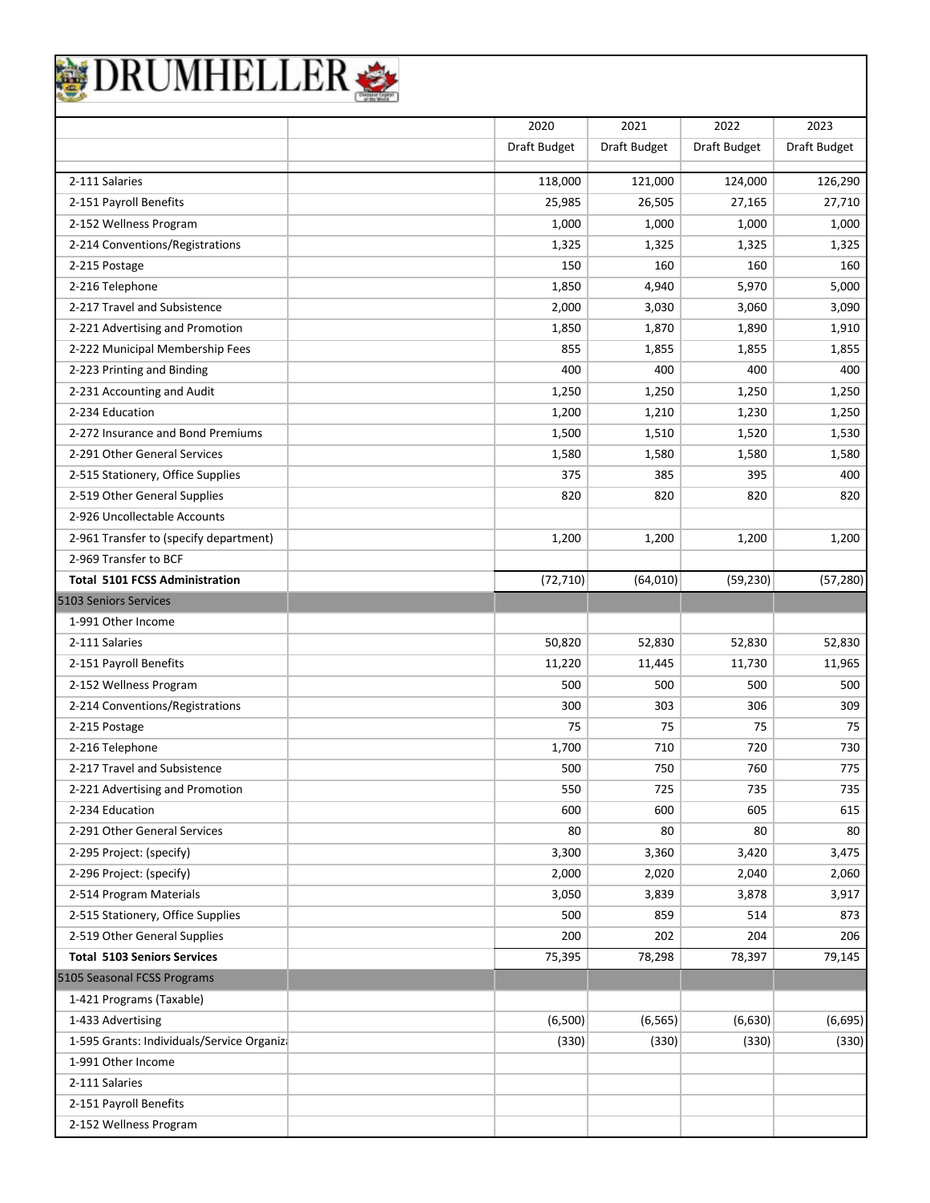# DRUMHELLER

| | | 2020 | 2021 | 2022 | 2023 |
|---|---|---|---|---|---|
| | | Draft Budget | Draft Budget | Draft Budget | Draft Budget |
| 2-111 Salaries | | 118,000 | 121,000 | 124,000 | 126,290 |
| 2-151 Payroll Benefits | | 25,985 | 26,505 | 27,165 | 27,710 |
| 2-152 Wellness Program | | 1,000 | 1,000 | 1,000 | 1,000 |
| 2-214 Conventions/Registrations | | 1,325 | 1,325 | 1,325 | 1,325 |
| 2-215 Postage | | 150 | 160 | 160 | 160 |
| 2-216 Telephone | | 1,850 | 4,940 | 5,970 | 5,000 |
| 2-217 Travel and Subsistence | | 2,000 | 3,030 | 3,060 | 3,090 |
| 2-221 Advertising and Promotion | | 1,850 | 1,870 | 1,890 | 1,910 |
| 2-222 Municipal Membership Fees | | 855 | 1,855 | 1,855 | 1,855 |
| 2-223 Printing and Binding | | 400 | 400 | 400 | 400 |
| 2-231 Accounting and Audit | | 1,250 | 1,250 | 1,250 | 1,250 |
| 2-234 Education | | 1,200 | 1,210 | 1,230 | 1,250 |
| 2-272 Insurance and Bond Premiums | | 1,500 | 1,510 | 1,520 | 1,530 |
| 2-291 Other General Services | | 1,580 | 1,580 | 1,580 | 1,580 |
| 2-515 Stationery, Office Supplies | | 375 | 385 | 395 | 400 |
| 2-519 Other General Supplies | | 820 | 820 | 820 | 820 |
| 2-926 Uncollectable Accounts | | | | | |
| 2-961 Transfer to (specify department) | | 1,200 | 1,200 | 1,200 | 1,200 |
| 2-969 Transfer to BCF | | | | | |
| **Total 5101 FCSS Administration** | | (72,710) | (64,010) | (59,230) | (57,280) |
| 5103 Seniors Services | | | | | |
| 1-991 Other Income | | | | | |
| 2-111 Salaries | | 50,820 | 52,830 | 52,830 | 52,830 |
| 2-151 Payroll Benefits | | 11,220 | 11,445 | 11,730 | 11,965 |
| 2-152 Wellness Program | | 500 | 500 | 500 | 500 |
| 2-214 Conventions/Registrations | | 300 | 303 | 306 | 309 |
| 2-215 Postage | | 75 | 75 | 75 | 75 |
| 2-216 Telephone | | 1,700 | 710 | 720 | 730 |
| 2-217 Travel and Subsistence | | 500 | 750 | 760 | 775 |
| 2-221 Advertising and Promotion | | 550 | 725 | 735 | 735 |
| 2-234 Education | | 600 | 600 | 605 | 615 |
| 2-291 Other General Services | | 80 | 80 | 80 | 80 |
| 2-295 Project: (specify) | | 3,300 | 3,360 | 3,420 | 3,475 |
| 2-296 Project: (specify) | | 2,000 | 2,020 | 2,040 | 2,060 |
| 2-514 Program Materials | | 3,050 | 3,839 | 3,878 | 3,917 |
| 2-515 Stationery, Office Supplies | | 500 | 859 | 514 | 873 |
| 2-519 Other General Supplies | | 200 | 202 | 204 | 206 |
| **Total 5103 Seniors Services** | | 75,395 | 78,298 | 78,397 | 79,145 |
| 5105 Seasonal FCSS Programs | | | | | |
| 1-421 Programs (Taxable) | | | | | |
| 1-433 Advertising | | (6,500) | (6,565) | (6,630) | (6,695) |
| 1-595 Grants: Individuals/Service Organiz | | (330) | (330) | (330) | (330) |
| 1-991 Other Income | | | | | |
| 2-111 Salaries | | | | | |
| 2-151 Payroll Benefits | | | | | |
| 2-152 Wellness Program | | | | | |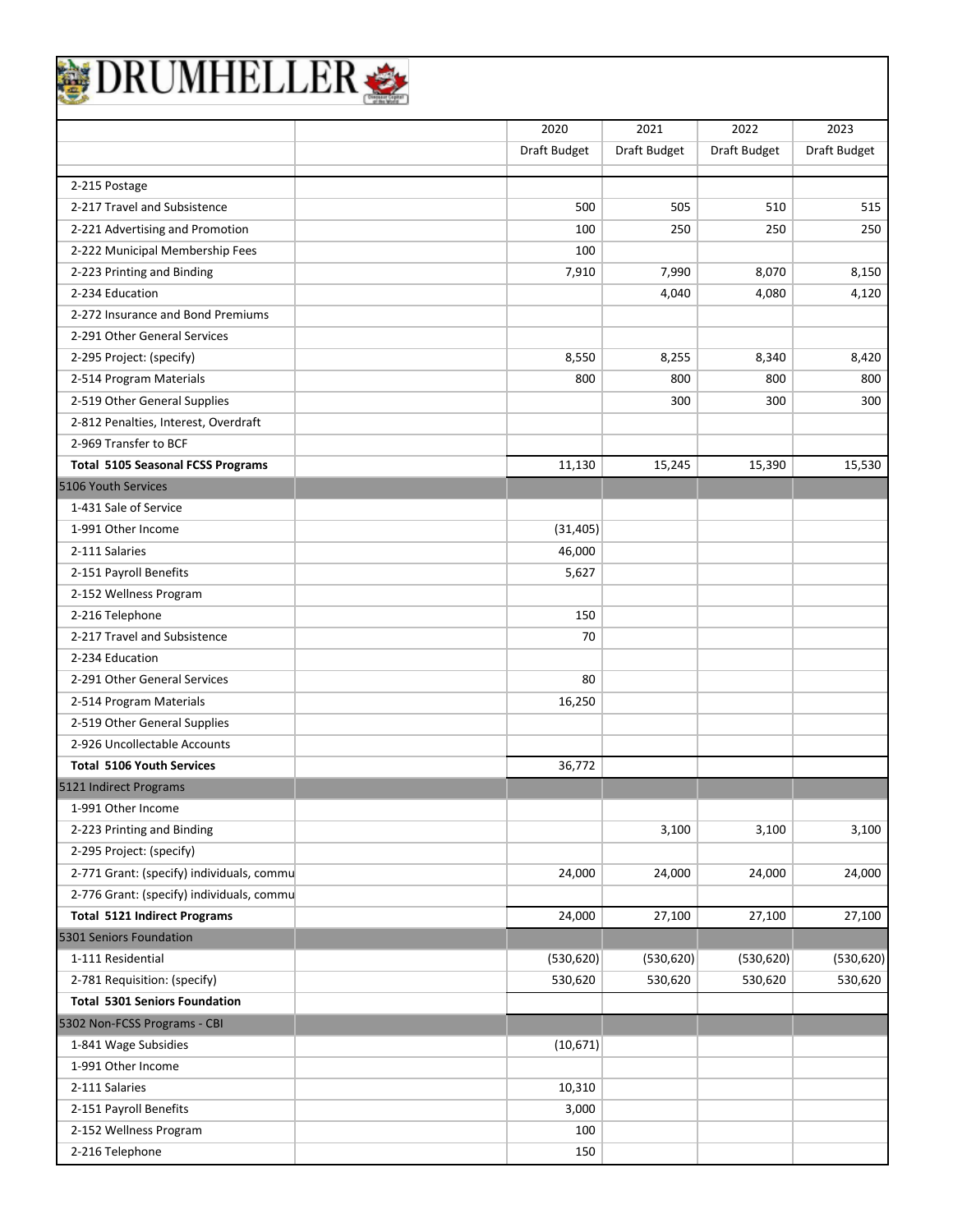# DRUMHELLER

| | | 2020 | 2021 | 2022 | 2023 |
|---|---|---|---|---|---|
| | | Draft Budget | Draft Budget | Draft Budget | Draft Budget |
| 2-215 Postage | | | | | |
| 2-217 Travel and Subsistence | | 500 | 505 | 510 | 515 |
| 2-221 Advertising and Promotion | | 100 | 250 | 250 | 250 |
| 2-222 Municipal Membership Fees | | 100 | | | |
| 2-223 Printing and Binding | | 7,910 | 7,990 | 8,070 | 8,150 |
| 2-234 Education | | | 4,040 | 4,080 | 4,120 |
| 2-272 Insurance and Bond Premiums | | | | | |
| 2-291 Other General Services | | | | | |
| 2-295 Project: (specify) | | 8,550 | 8,255 | 8,340 | 8,420 |
| 2-514 Program Materials | | 800 | 800 | 800 | 800 |
| 2-519 Other General Supplies | | | 300 | 300 | 300 |
| 2-812 Penalties, Interest, Overdraft | | | | | |
| 2-969 Transfer to BCF | | | | | |
| **Total 5105 Seasonal FCSS Programs** | | 11,130 | 15,245 | 15,390 | 15,530 |
| 5106 Youth Services | | | | | |
| 1-431 Sale of Service | | | | | |
| 1-991 Other Income | | (31,405) | | | |
| 2-111 Salaries | | 46,000 | | | |
| 2-151 Payroll Benefits | | 5,627 | | | |
| 2-152 Wellness Program | | | | | |
| 2-216 Telephone | | 150 | | | |
| 2-217 Travel and Subsistence | | 70 | | | |
| 2-234 Education | | | | | |
| 2-291 Other General Services | | 80 | | | |
| 2-514 Program Materials | | 16,250 | | | |
| 2-519 Other General Supplies | | | | | |
| 2-926 Uncollectable Accounts | | | | | |
| **Total 5106 Youth Services** | | 36,772 | | | |
| 5121 Indirect Programs | | | | | |
| 1-991 Other Income | | | | | |
| 2-223 Printing and Binding | | | 3,100 | 3,100 | 3,100 |
| 2-295 Project: (specify) | | | | | |
| 2-771 Grant: (specify) individuals, commu | | 24,000 | 24,000 | 24,000 | 24,000 |
| 2-776 Grant: (specify) individuals, commu | | | | | |
| **Total 5121 Indirect Programs** | | 24,000 | 27,100 | 27,100 | 27,100 |
| 5301 Seniors Foundation | | | | | |
| 1-111 Residential | | (530,620) | (530,620) | (530,620) | (530,620) |
| 2-781 Requisition: (specify) | | 530,620 | 530,620 | 530,620 | 530,620 |
| **Total 5301 Seniors Foundation** | | | | | |
| 5302 Non-FCSS Programs - CBI | | | | | |
| 1-841 Wage Subsidies | | (10,671) | | | |
| 1-991 Other Income | | | | | |
| 2-111 Salaries | | 10,310 | | | |
| 2-151 Payroll Benefits | | 3,000 | | | |
| 2-152 Wellness Program | | 100 | | | |
| 2-216 Telephone | | 150 | | | |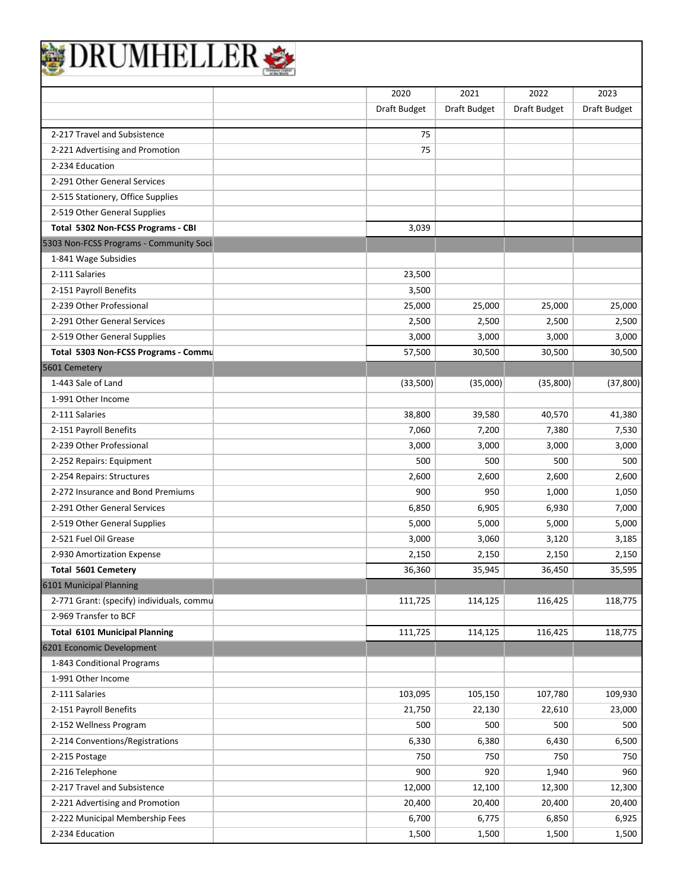# DRUMHELLER

| | | 2020 | 2021 | 2022 | 2023 |
|---|---|---|---|---|---|
| | | Draft Budget | Draft Budget | Draft Budget | Draft Budget |
| 2-217 Travel and Subsistence | | 75 | | | |
| 2-221 Advertising and Promotion | | 75 | | | |
| 2-234 Education | | | | | |
| 2-291 Other General Services | | | | | |
| 2-515 Stationery, Office Supplies | | | | | |
| 2-519 Other General Supplies | | | | | |
| **Total 5302 Non-FCSS Programs - CBI** | | 3,039 | | | |
| 5303 Non-FCSS Programs - Community Soci | | | | | |
| 1-841 Wage Subsidies | | | | | |
| 2-111 Salaries | | 23,500 | | | |
| 2-151 Payroll Benefits | | 3,500 | | | |
| 2-239 Other Professional | | 25,000 | 25,000 | 25,000 | 25,000 |
| 2-291 Other General Services | | 2,500 | 2,500 | 2,500 | 2,500 |
| 2-519 Other General Supplies | | 3,000 | 3,000 | 3,000 | 3,000 |
| **Total 5303 Non-FCSS Programs - Commu** | | 57,500 | 30,500 | 30,500 | 30,500 |
| 5601 Cemetery | | | | | |
| 1-443 Sale of Land | | (33,500) | (35,000) | (35,800) | (37,800) |
| 1-991 Other Income | | | | | |
| 2-111 Salaries | | 38,800 | 39,580 | 40,570 | 41,380 |
| 2-151 Payroll Benefits | | 7,060 | 7,200 | 7,380 | 7,530 |
| 2-239 Other Professional | | 3,000 | 3,000 | 3,000 | 3,000 |
| 2-252 Repairs: Equipment | | 500 | 500 | 500 | 500 |
| 2-254 Repairs: Structures | | 2,600 | 2,600 | 2,600 | 2,600 |
| 2-272 Insurance and Bond Premiums | | 900 | 950 | 1,000 | 1,050 |
| 2-291 Other General Services | | 6,850 | 6,905 | 6,930 | 7,000 |
| 2-519 Other General Supplies | | 5,000 | 5,000 | 5,000 | 5,000 |
| 2-521 Fuel Oil Grease | | 3,000 | 3,060 | 3,120 | 3,185 |
| 2-930 Amortization Expense | | 2,150 | 2,150 | 2,150 | 2,150 |
| **Total 5601 Cemetery** | | 36,360 | 35,945 | 36,450 | 35,595 |
| 6101 Municipal Planning | | | | | |
| 2-771 Grant: (specify) individuals, commu | | 111,725 | 114,125 | 116,425 | 118,775 |
| 2-969 Transfer to BCF | | | | | |
| **Total 6101 Municipal Planning** | | 111,725 | 114,125 | 116,425 | 118,775 |
| 6201 Economic Development | | | | | |
| 1-843 Conditional Programs | | | | | |
| 1-991 Other Income | | | | | |
| 2-111 Salaries | | 103,095 | 105,150 | 107,780 | 109,930 |
| 2-151 Payroll Benefits | | 21,750 | 22,130 | 22,610 | 23,000 |
| 2-152 Wellness Program | | 500 | 500 | 500 | 500 |
| 2-214 Conventions/Registrations | | 6,330 | 6,380 | 6,430 | 6,500 |
| 2-215 Postage | | 750 | 750 | 750 | 750 |
| 2-216 Telephone | | 900 | 920 | 1,940 | 960 |
| 2-217 Travel and Subsistence | | 12,000 | 12,100 | 12,300 | 12,300 |
| 2-221 Advertising and Promotion | | 20,400 | 20,400 | 20,400 | 20,400 |
| 2-222 Municipal Membership Fees | | 6,700 | 6,775 | 6,850 | 6,925 |
| 2-234 Education | | 1,500 | 1,500 | 1,500 | 1,500 |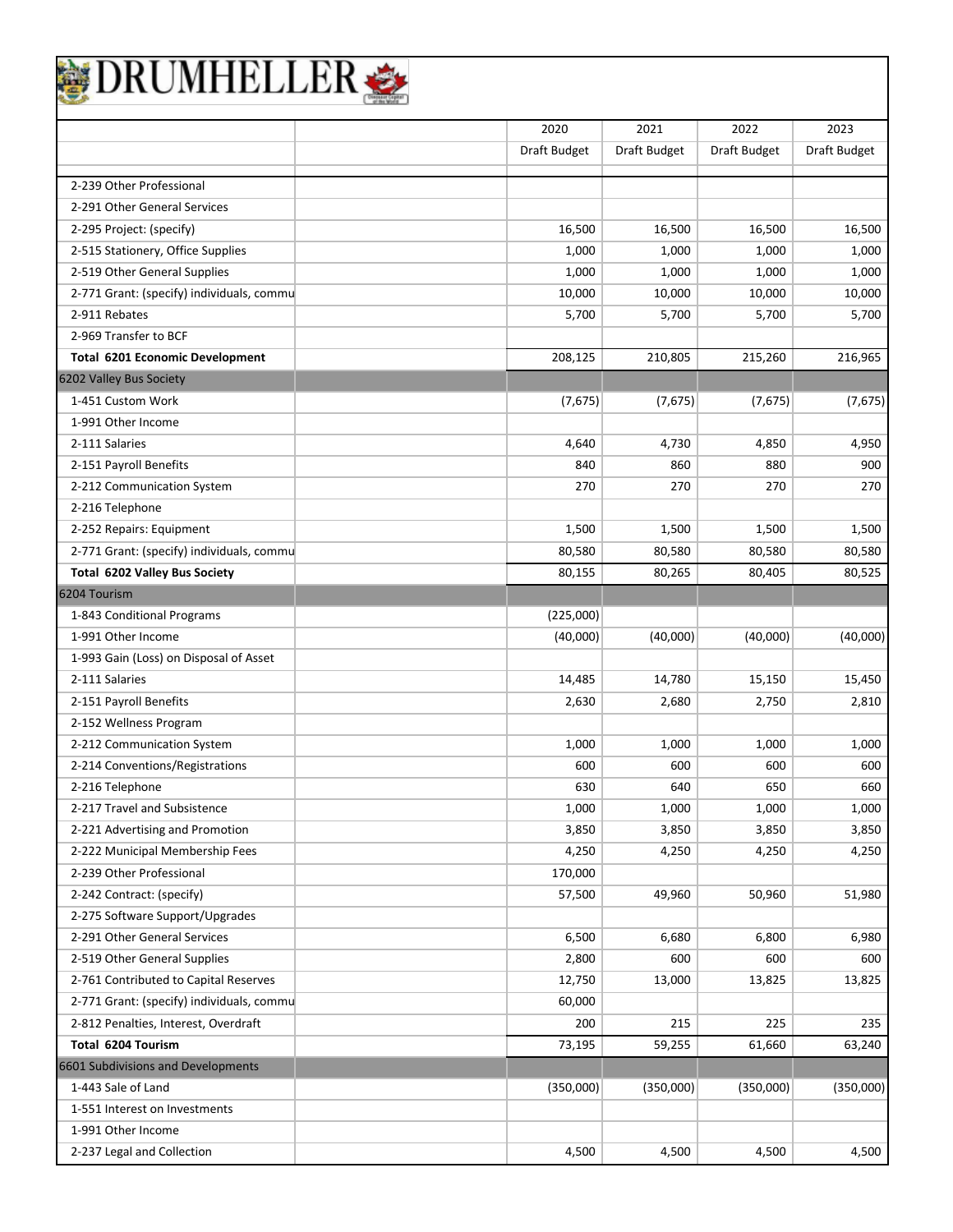# DRUMHELLER

| | | 2020 | 2021 | 2022 | 2023 |
|---|---|---|---|---|---|
| | | Draft Budget | Draft Budget | Draft Budget | Draft Budget |
| 2-239 Other Professional | | | | | |
| 2-291 Other General Services | | | | | |
| 2-295 Project: (specify) | | 16,500 | 16,500 | 16,500 | 16,500 |
| 2-515 Stationery, Office Supplies | | 1,000 | 1,000 | 1,000 | 1,000 |
| 2-519 Other General Supplies | | 1,000 | 1,000 | 1,000 | 1,000 |
| 2-771 Grant: (specify) individuals, commu | | 10,000 | 10,000 | 10,000 | 10,000 |
| 2-911 Rebates | | 5,700 | 5,700 | 5,700 | 5,700 |
| 2-969 Transfer to BCF | | | | | |
| **Total 6201 Economic Development** | | 208,125 | 210,805 | 215,260 | 216,965 |
| 6202 Valley Bus Society | | | | | |
| 1-451 Custom Work | | (7,675) | (7,675) | (7,675) | (7,675) |
| 1-991 Other Income | | | | | |
| 2-111 Salaries | | 4,640 | 4,730 | 4,850 | 4,950 |
| 2-151 Payroll Benefits | | 840 | 860 | 880 | 900 |
| 2-212 Communication System | | 270 | 270 | 270 | 270 |
| 2-216 Telephone | | | | | |
| 2-252 Repairs: Equipment | | 1,500 | 1,500 | 1,500 | 1,500 |
| 2-771 Grant: (specify) individuals, commu | | 80,580 | 80,580 | 80,580 | 80,580 |
| **Total 6202 Valley Bus Society** | | 80,155 | 80,265 | 80,405 | 80,525 |
| 6204 Tourism | | | | | |
| 1-843 Conditional Programs | | (225,000) | | | |
| 1-991 Other Income | | (40,000) | (40,000) | (40,000) | (40,000) |
| 1-993 Gain (Loss) on Disposal of Asset | | | | | |
| 2-111 Salaries | | 14,485 | 14,780 | 15,150 | 15,450 |
| 2-151 Payroll Benefits | | 2,630 | 2,680 | 2,750 | 2,810 |
| 2-152 Wellness Program | | | | | |
| 2-212 Communication System | | 1,000 | 1,000 | 1,000 | 1,000 |
| 2-214 Conventions/Registrations | | 600 | 600 | 600 | 600 |
| 2-216 Telephone | | 630 | 640 | 650 | 660 |
| 2-217 Travel and Subsistence | | 1,000 | 1,000 | 1,000 | 1,000 |
| 2-221 Advertising and Promotion | | 3,850 | 3,850 | 3,850 | 3,850 |
| 2-222 Municipal Membership Fees | | 4,250 | 4,250 | 4,250 | 4,250 |
| 2-239 Other Professional | | 170,000 | | | |
| 2-242 Contract: (specify) | | 57,500 | 49,960 | 50,960 | 51,980 |
| 2-275 Software Support/Upgrades | | | | | |
| 2-291 Other General Services | | 6,500 | 6,680 | 6,800 | 6,980 |
| 2-519 Other General Supplies | | 2,800 | 600 | 600 | 600 |
| 2-761 Contributed to Capital Reserves | | 12,750 | 13,000 | 13,825 | 13,825 |
| 2-771 Grant: (specify) individuals, commu | | 60,000 | | | |
| 2-812 Penalties, Interest, Overdraft | | 200 | 215 | 225 | 235 |
| **Total 6204 Tourism** | | 73,195 | 59,255 | 61,660 | 63,240 |
| 6601 Subdivisions and Developments | | | | | |
| 1-443 Sale of Land | | (350,000) | (350,000) | (350,000) | (350,000) |
| 1-551 Interest on Investments | | | | | |
| 1-991 Other Income | | | | | |
| 2-237 Legal and Collection | | 4,500 | 4,500 | 4,500 | 4,500 |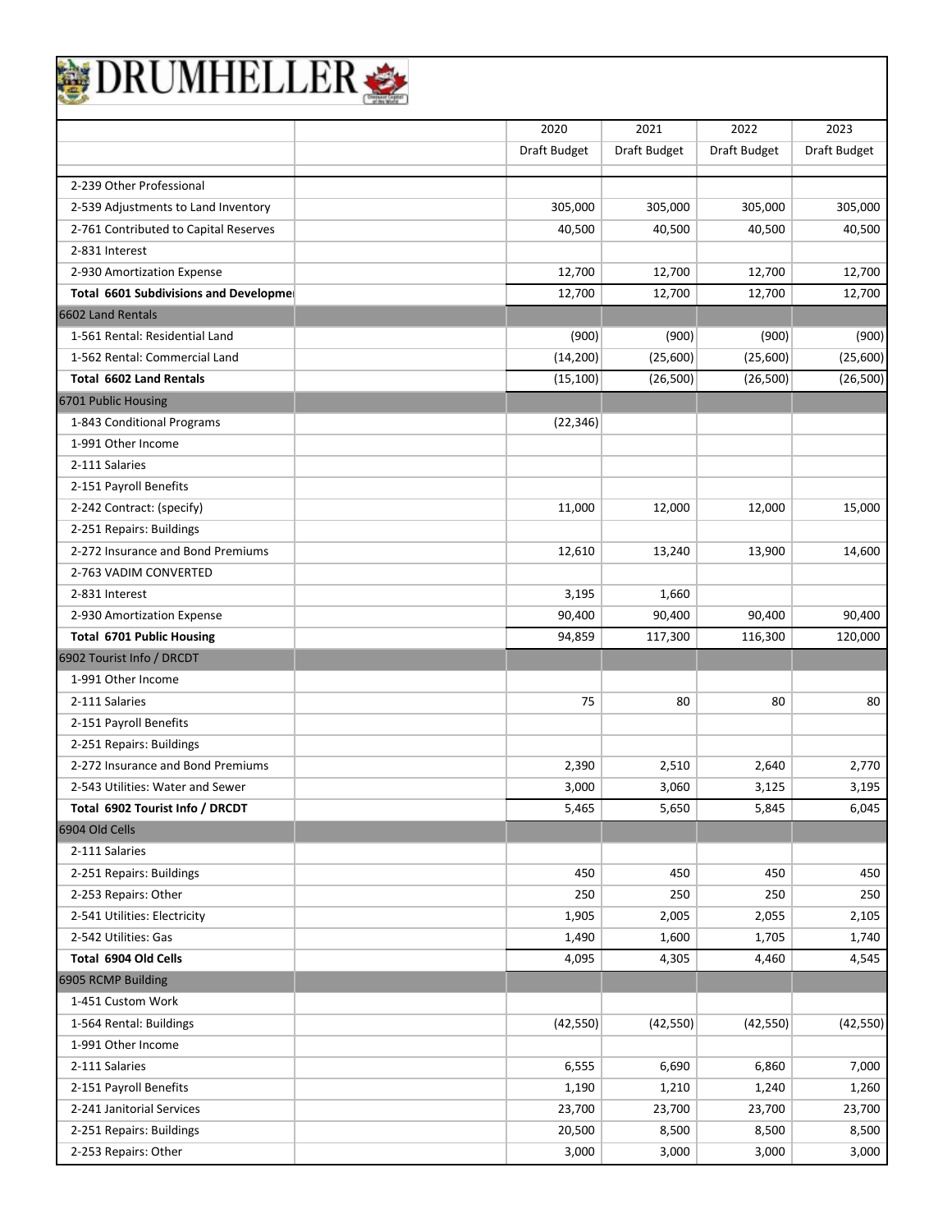# DRUMHELLER

| | | 2020 | 2021 | 2022 | 2023 |
|---|---|---|---|---|---|
| | | Draft Budget | Draft Budget | Draft Budget | Draft Budget |
| 2-239 Other Professional | | | | | |
| 2-539 Adjustments to Land Inventory | | 305,000 | 305,000 | 305,000 | 305,000 |
| 2-761 Contributed to Capital Reserves | | 40,500 | 40,500 | 40,500 | 40,500 |
| 2-831 Interest | | | | | |
| 2-930 Amortization Expense | | 12,700 | 12,700 | 12,700 | 12,700 |
| **Total 6601 Subdivisions and Developme** | | 12,700 | 12,700 | 12,700 | 12,700 |
| 6602 Land Rentals | | | | | |
| 1-561 Rental: Residential Land | | (900) | (900) | (900) | (900) |
| 1-562 Rental: Commercial Land | | (14,200) | (25,600) | (25,600) | (25,600) |
| **Total 6602 Land Rentals** | | (15,100) | (26,500) | (26,500) | (26,500) |
| 6701 Public Housing | | | | | |
| 1-843 Conditional Programs | | (22,346) | | | |
| 1-991 Other Income | | | | | |
| 2-111 Salaries | | | | | |
| 2-151 Payroll Benefits | | | | | |
| 2-242 Contract: (specify) | | 11,000 | 12,000 | 12,000 | 15,000 |
| 2-251 Repairs: Buildings | | | | | |
| 2-272 Insurance and Bond Premiums | | 12,610 | 13,240 | 13,900 | 14,600 |
| 2-763 VADIM CONVERTED | | | | | |
| 2-831 Interest | | 3,195 | 1,660 | | |
| 2-930 Amortization Expense | | 90,400 | 90,400 | 90,400 | 90,400 |
| **Total 6701 Public Housing** | | 94,859 | 117,300 | 116,300 | 120,000 |
| 6902 Tourist Info / DRCDT | | | | | |
| 1-991 Other Income | | | | | |
| 2-111 Salaries | | 75 | 80 | 80 | 80 |
| 2-151 Payroll Benefits | | | | | |
| 2-251 Repairs: Buildings | | | | | |
| 2-272 Insurance and Bond Premiums | | 2,390 | 2,510 | 2,640 | 2,770 |
| 2-543 Utilities: Water and Sewer | | 3,000 | 3,060 | 3,125 | 3,195 |
| **Total 6902 Tourist Info / DRCDT** | | 5,465 | 5,650 | 5,845 | 6,045 |
| 6904 Old Cells | | | | | |
| 2-111 Salaries | | | | | |
| 2-251 Repairs: Buildings | | 450 | 450 | 450 | 450 |
| 2-253 Repairs: Other | | 250 | 250 | 250 | 250 |
| 2-541 Utilities: Electricity | | 1,905 | 2,005 | 2,055 | 2,105 |
| 2-542 Utilities: Gas | | 1,490 | 1,600 | 1,705 | 1,740 |
| **Total 6904 Old Cells** | | 4,095 | 4,305 | 4,460 | 4,545 |
| 6905 RCMP Building | | | | | |
| 1-451 Custom Work | | | | | |
| 1-564 Rental: Buildings | | (42,550) | (42,550) | (42,550) | (42,550) |
| 1-991 Other Income | | | | | |
| 2-111 Salaries | | 6,555 | 6,690 | 6,860 | 7,000 |
| 2-151 Payroll Benefits | | 1,190 | 1,210 | 1,240 | 1,260 |
| 2-241 Janitorial Services | | 23,700 | 23,700 | 23,700 | 23,700 |
| 2-251 Repairs: Buildings | | 20,500 | 8,500 | 8,500 | 8,500 |
| 2-253 Repairs: Other | | 3,000 | 3,000 | 3,000 | 3,000 |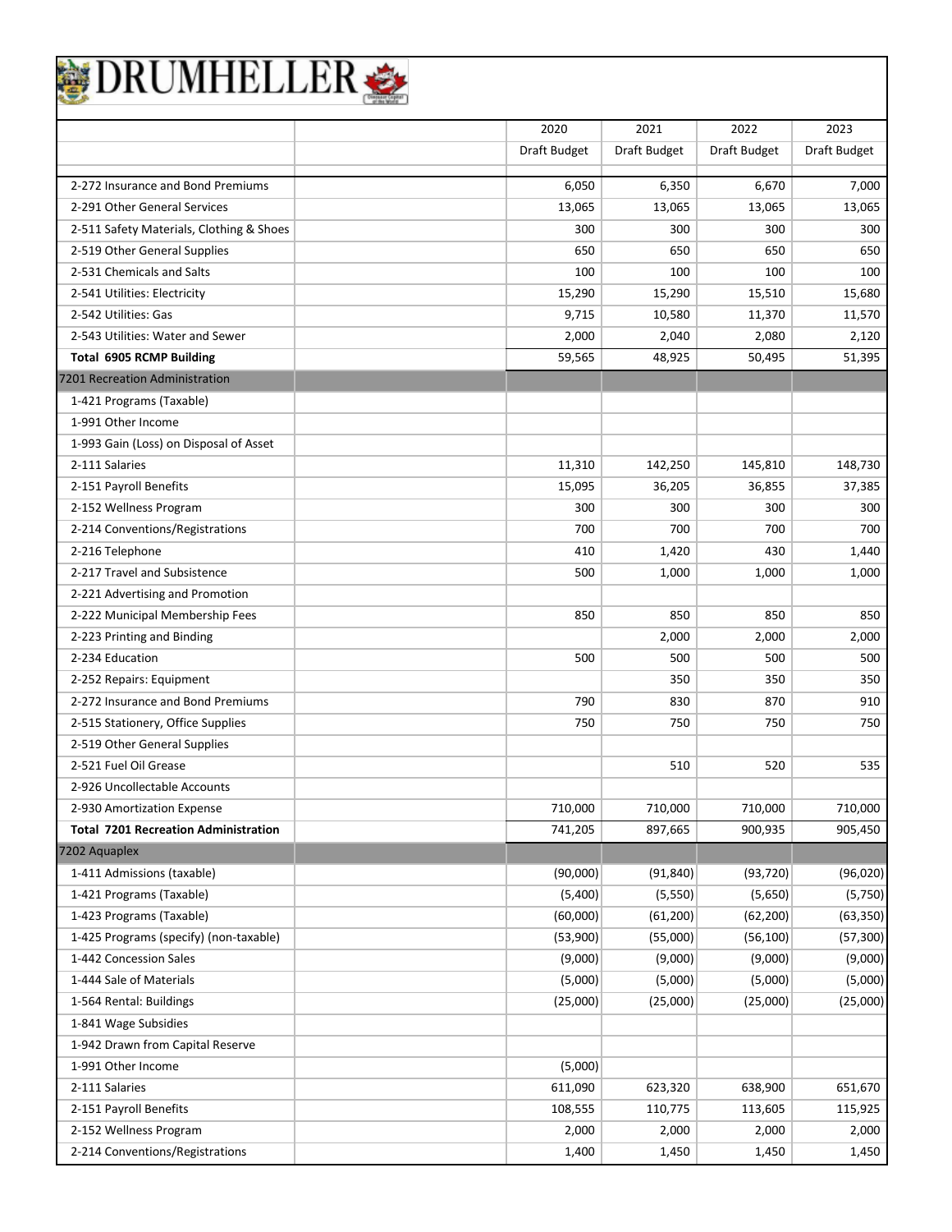# DRUMHELLER

| | | 2020 | 2021 | 2022 | 2023 |
|---|---|---|---|---|---|
| | | Draft Budget | Draft Budget | Draft Budget | Draft Budget |
| 2-272 Insurance and Bond Premiums | | 6,050 | 6,350 | 6,670 | 7,000 |
| 2-291 Other General Services | | 13,065 | 13,065 | 13,065 | 13,065 |
| 2-511 Safety Materials, Clothing & Shoes | | 300 | 300 | 300 | 300 |
| 2-519 Other General Supplies | | 650 | 650 | 650 | 650 |
| 2-531 Chemicals and Salts | | 100 | 100 | 100 | 100 |
| 2-541 Utilities: Electricity | | 15,290 | 15,290 | 15,510 | 15,680 |
| 2-542 Utilities: Gas | | 9,715 | 10,580 | 11,370 | 11,570 |
| 2-543 Utilities: Water and Sewer | | 2,000 | 2,040 | 2,080 | 2,120 |
| **Total 6905 RCMP Building** | | 59,565 | 48,925 | 50,495 | 51,395 |
| 7201 Recreation Administration | | | | | |
| 1-421 Programs (Taxable) | | | | | |
| 1-991 Other Income | | | | | |
| 1-993 Gain (Loss) on Disposal of Asset | | | | | |
| 2-111 Salaries | | 11,310 | 142,250 | 145,810 | 148,730 |
| 2-151 Payroll Benefits | | 15,095 | 36,205 | 36,855 | 37,385 |
| 2-152 Wellness Program | | 300 | 300 | 300 | 300 |
| 2-214 Conventions/Registrations | | 700 | 700 | 700 | 700 |
| 2-216 Telephone | | 410 | 1,420 | 430 | 1,440 |
| 2-217 Travel and Subsistence | | 500 | 1,000 | 1,000 | 1,000 |
| 2-221 Advertising and Promotion | | | | | |
| 2-222 Municipal Membership Fees | | 850 | 850 | 850 | 850 |
| 2-223 Printing and Binding | | | 2,000 | 2,000 | 2,000 |
| 2-234 Education | | 500 | 500 | 500 | 500 |
| 2-252 Repairs: Equipment | | | 350 | 350 | 350 |
| 2-272 Insurance and Bond Premiums | | 790 | 830 | 870 | 910 |
| 2-515 Stationery, Office Supplies | | 750 | 750 | 750 | 750 |
| 2-519 Other General Supplies | | | | | |
| 2-521 Fuel Oil Grease | | | 510 | 520 | 535 |
| 2-926 Uncollectable Accounts | | | | | |
| 2-930 Amortization Expense | | 710,000 | 710,000 | 710,000 | 710,000 |
| **Total 7201 Recreation Administration** | | 741,205 | 897,665 | 900,935 | 905,450 |
| 7202 Aquaplex | | | | | |
| 1-411 Admissions (taxable) | | (90,000) | (91,840) | (93,720) | (96,020) |
| 1-421 Programs (Taxable) | | (5,400) | (5,550) | (5,650) | (5,750) |
| 1-423 Programs (Taxable) | | (60,000) | (61,200) | (62,200) | (63,350) |
| 1-425 Programs (specify) (non-taxable) | | (53,900) | (55,000) | (56,100) | (57,300) |
| 1-442 Concession Sales | | (9,000) | (9,000) | (9,000) | (9,000) |
| 1-444 Sale of Materials | | (5,000) | (5,000) | (5,000) | (5,000) |
| 1-564 Rental: Buildings | | (25,000) | (25,000) | (25,000) | (25,000) |
| 1-841 Wage Subsidies | | | | | |
| 1-942 Drawn from Capital Reserve | | | | | |
| 1-991 Other Income | | (5,000) | | | |
| 2-111 Salaries | | 611,090 | 623,320 | 638,900 | 651,670 |
| 2-151 Payroll Benefits | | 108,555 | 110,775 | 113,605 | 115,925 |
| 2-152 Wellness Program | | 2,000 | 2,000 | 2,000 | 2,000 |
| 2-214 Conventions/Registrations | | 1,400 | 1,450 | 1,450 | 1,450 |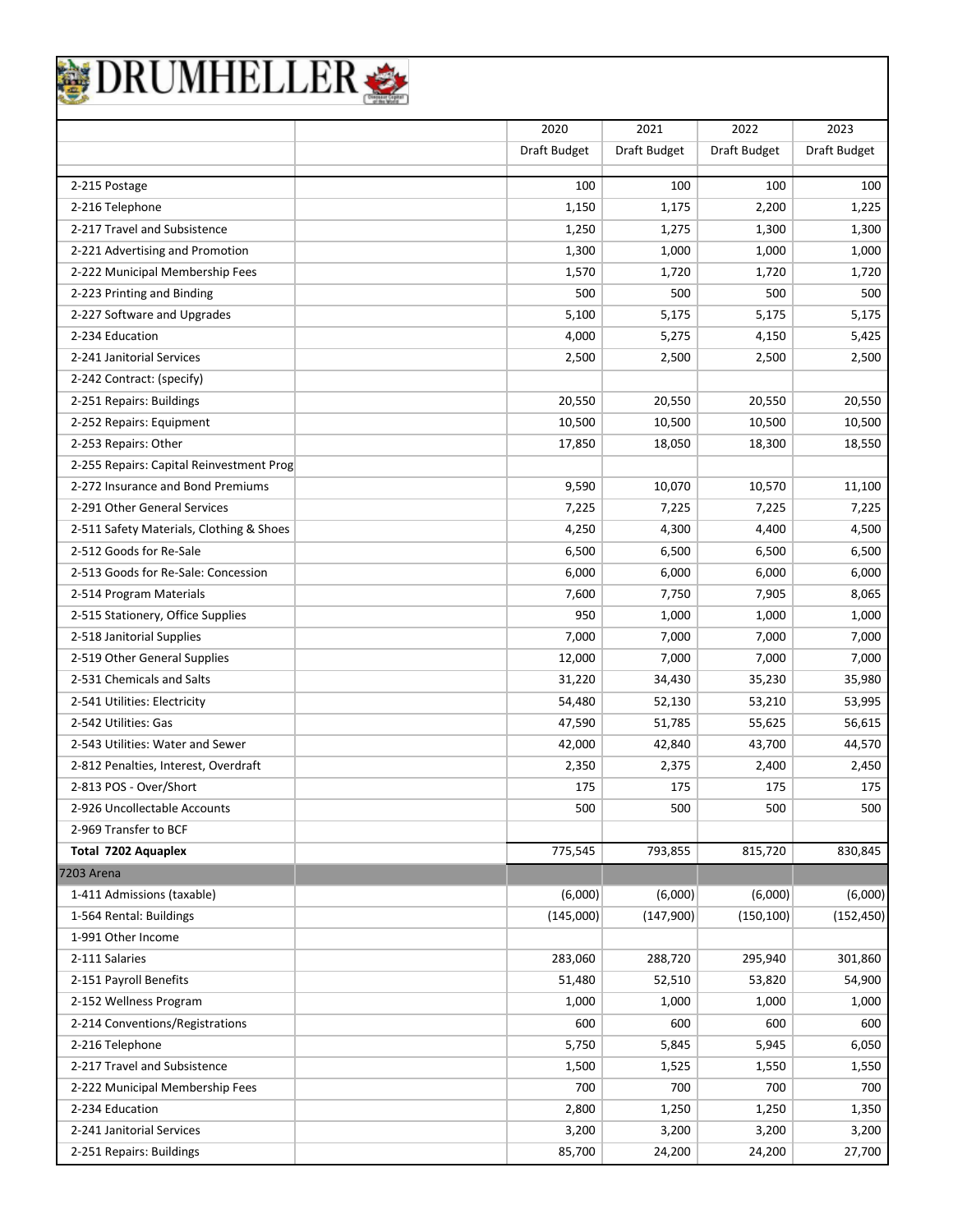# DRUMHELLER

| | | 2020 | 2021 | 2022 | 2023 |
|---|---|---|---|---|---|
| | | Draft Budget | Draft Budget | Draft Budget | Draft Budget |
| 2-215 Postage | | 100 | 100 | 100 | 100 |
| 2-216 Telephone | | 1,150 | 1,175 | 2,200 | 1,225 |
| 2-217 Travel and Subsistence | | 1,250 | 1,275 | 1,300 | 1,300 |
| 2-221 Advertising and Promotion | | 1,300 | 1,000 | 1,000 | 1,000 |
| 2-222 Municipal Membership Fees | | 1,570 | 1,720 | 1,720 | 1,720 |
| 2-223 Printing and Binding | | 500 | 500 | 500 | 500 |
| 2-227 Software and Upgrades | | 5,100 | 5,175 | 5,175 | 5,175 |
| 2-234 Education | | 4,000 | 5,275 | 4,150 | 5,425 |
| 2-241 Janitorial Services | | 2,500 | 2,500 | 2,500 | 2,500 |
| 2-242 Contract: (specify) | | | | | |
| 2-251 Repairs: Buildings | | 20,550 | 20,550 | 20,550 | 20,550 |
| 2-252 Repairs: Equipment | | 10,500 | 10,500 | 10,500 | 10,500 |
| 2-253 Repairs: Other | | 17,850 | 18,050 | 18,300 | 18,550 |
| 2-255 Repairs: Capital Reinvestment Prog | | | | | |
| 2-272 Insurance and Bond Premiums | | 9,590 | 10,070 | 10,570 | 11,100 |
| 2-291 Other General Services | | 7,225 | 7,225 | 7,225 | 7,225 |
| 2-511 Safety Materials, Clothing & Shoes | | 4,250 | 4,300 | 4,400 | 4,500 |
| 2-512 Goods for Re-Sale | | 6,500 | 6,500 | 6,500 | 6,500 |
| 2-513 Goods for Re-Sale: Concession | | 6,000 | 6,000 | 6,000 | 6,000 |
| 2-514 Program Materials | | 7,600 | 7,750 | 7,905 | 8,065 |
| 2-515 Stationery, Office Supplies | | 950 | 1,000 | 1,000 | 1,000 |
| 2-518 Janitorial Supplies | | 7,000 | 7,000 | 7,000 | 7,000 |
| 2-519 Other General Supplies | | 12,000 | 7,000 | 7,000 | 7,000 |
| 2-531 Chemicals and Salts | | 31,220 | 34,430 | 35,230 | 35,980 |
| 2-541 Utilities: Electricity | | 54,480 | 52,130 | 53,210 | 53,995 |
| 2-542 Utilities: Gas | | 47,590 | 51,785 | 55,625 | 56,615 |
| 2-543 Utilities: Water and Sewer | | 42,000 | 42,840 | 43,700 | 44,570 |
| 2-812 Penalties, Interest, Overdraft | | 2,350 | 2,375 | 2,400 | 2,450 |
| 2-813 POS - Over/Short | | 175 | 175 | 175 | 175 |
| 2-926 Uncollectable Accounts | | 500 | 500 | 500 | 500 |
| 2-969 Transfer to BCF | | | | | |
| **Total 7202 Aquaplex** | | 775,545 | 793,855 | 815,720 | 830,845 |
| 7203 Arena | | | | | |
| 1-411 Admissions (taxable) | | (6,000) | (6,000) | (6,000) | (6,000) |
| 1-564 Rental: Buildings | | (145,000) | (147,900) | (150,100) | (152,450) |
| 1-991 Other Income | | | | | |
| 2-111 Salaries | | 283,060 | 288,720 | 295,940 | 301,860 |
| 2-151 Payroll Benefits | | 51,480 | 52,510 | 53,820 | 54,900 |
| 2-152 Wellness Program | | 1,000 | 1,000 | 1,000 | 1,000 |
| 2-214 Conventions/Registrations | | 600 | 600 | 600 | 600 |
| 2-216 Telephone | | 5,750 | 5,845 | 5,945 | 6,050 |
| 2-217 Travel and Subsistence | | 1,500 | 1,525 | 1,550 | 1,550 |
| 2-222 Municipal Membership Fees | | 700 | 700 | 700 | 700 |
| 2-234 Education | | 2,800 | 1,250 | 1,250 | 1,350 |
| 2-241 Janitorial Services | | 3,200 | 3,200 | 3,200 | 3,200 |
| 2-251 Repairs: Buildings | | 85,700 | 24,200 | 24,200 | 27,700 |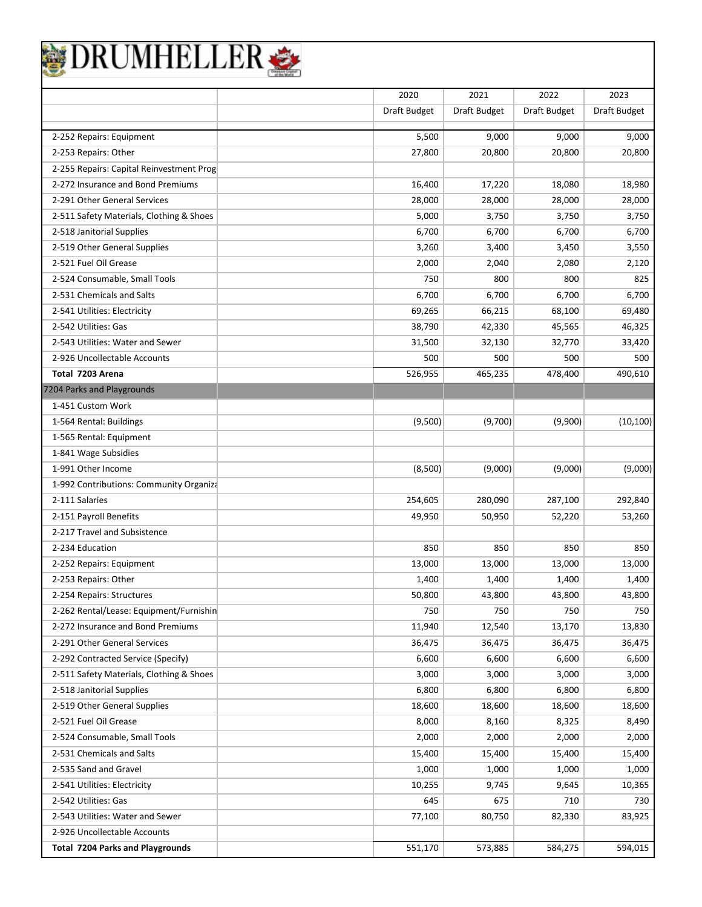# DRUMHELLER

| | | 2020 | 2021 | 2022 | 2023 |
|---|---|---|---|---|---|
| | | Draft Budget | Draft Budget | Draft Budget | Draft Budget |
| 2-252 Repairs: Equipment | | 5,500 | 9,000 | 9,000 | 9,000 |
| 2-253 Repairs: Other | | 27,800 | 20,800 | 20,800 | 20,800 |
| 2-255 Repairs: Capital Reinvestment Prog | | | | | |
| 2-272 Insurance and Bond Premiums | | 16,400 | 17,220 | 18,080 | 18,980 |
| 2-291 Other General Services | | 28,000 | 28,000 | 28,000 | 28,000 |
| 2-511 Safety Materials, Clothing & Shoes | | 5,000 | 3,750 | 3,750 | 3,750 |
| 2-518 Janitorial Supplies | | 6,700 | 6,700 | 6,700 | 6,700 |
| 2-519 Other General Supplies | | 3,260 | 3,400 | 3,450 | 3,550 |
| 2-521 Fuel Oil Grease | | 2,000 | 2,040 | 2,080 | 2,120 |
| 2-524 Consumable, Small Tools | | 750 | 800 | 800 | 825 |
| 2-531 Chemicals and Salts | | 6,700 | 6,700 | 6,700 | 6,700 |
| 2-541 Utilities: Electricity | | 69,265 | 66,215 | 68,100 | 69,480 |
| 2-542 Utilities: Gas | | 38,790 | 42,330 | 45,565 | 46,325 |
| 2-543 Utilities: Water and Sewer | | 31,500 | 32,130 | 32,770 | 33,420 |
| 2-926 Uncollectable Accounts | | 500 | 500 | 500 | 500 |
| **Total 7203 Arena** | | 526,955 | 465,235 | 478,400 | 490,610 |
| 7204 Parks and Playgrounds | | | | | |
| 1-451 Custom Work | | | | | |
| 1-564 Rental: Buildings | | (9,500) | (9,700) | (9,900) | (10,100) |
| 1-565 Rental: Equipment | | | | | |
| 1-841 Wage Subsidies | | | | | |
| 1-991 Other Income | | (8,500) | (9,000) | (9,000) | (9,000) |
| 1-992 Contributions: Community Organiza | | | | | |
| 2-111 Salaries | | 254,605 | 280,090 | 287,100 | 292,840 |
| 2-151 Payroll Benefits | | 49,950 | 50,950 | 52,220 | 53,260 |
| 2-217 Travel and Subsistence | | | | | |
| 2-234 Education | | 850 | 850 | 850 | 850 |
| 2-252 Repairs: Equipment | | 13,000 | 13,000 | 13,000 | 13,000 |
| 2-253 Repairs: Other | | 1,400 | 1,400 | 1,400 | 1,400 |
| 2-254 Repairs: Structures | | 50,800 | 43,800 | 43,800 | 43,800 |
| 2-262 Rental/Lease: Equipment/Furnishin | | 750 | 750 | 750 | 750 |
| 2-272 Insurance and Bond Premiums | | 11,940 | 12,540 | 13,170 | 13,830 |
| 2-291 Other General Services | | 36,475 | 36,475 | 36,475 | 36,475 |
| 2-292 Contracted Service (Specify) | | 6,600 | 6,600 | 6,600 | 6,600 |
| 2-511 Safety Materials, Clothing & Shoes | | 3,000 | 3,000 | 3,000 | 3,000 |
| 2-518 Janitorial Supplies | | 6,800 | 6,800 | 6,800 | 6,800 |
| 2-519 Other General Supplies | | 18,600 | 18,600 | 18,600 | 18,600 |
| 2-521 Fuel Oil Grease | | 8,000 | 8,160 | 8,325 | 8,490 |
| 2-524 Consumable, Small Tools | | 2,000 | 2,000 | 2,000 | 2,000 |
| 2-531 Chemicals and Salts | | 15,400 | 15,400 | 15,400 | 15,400 |
| 2-535 Sand and Gravel | | 1,000 | 1,000 | 1,000 | 1,000 |
| 2-541 Utilities: Electricity | | 10,255 | 9,745 | 9,645 | 10,365 |
| 2-542 Utilities: Gas | | 645 | 675 | 710 | 730 |
| 2-543 Utilities: Water and Sewer | | 77,100 | 80,750 | 82,330 | 83,925 |
| 2-926 Uncollectable Accounts | | | | | |
| **Total 7204 Parks and Playgrounds** | | 551,170 | 573,885 | 584,275 | 594,015 |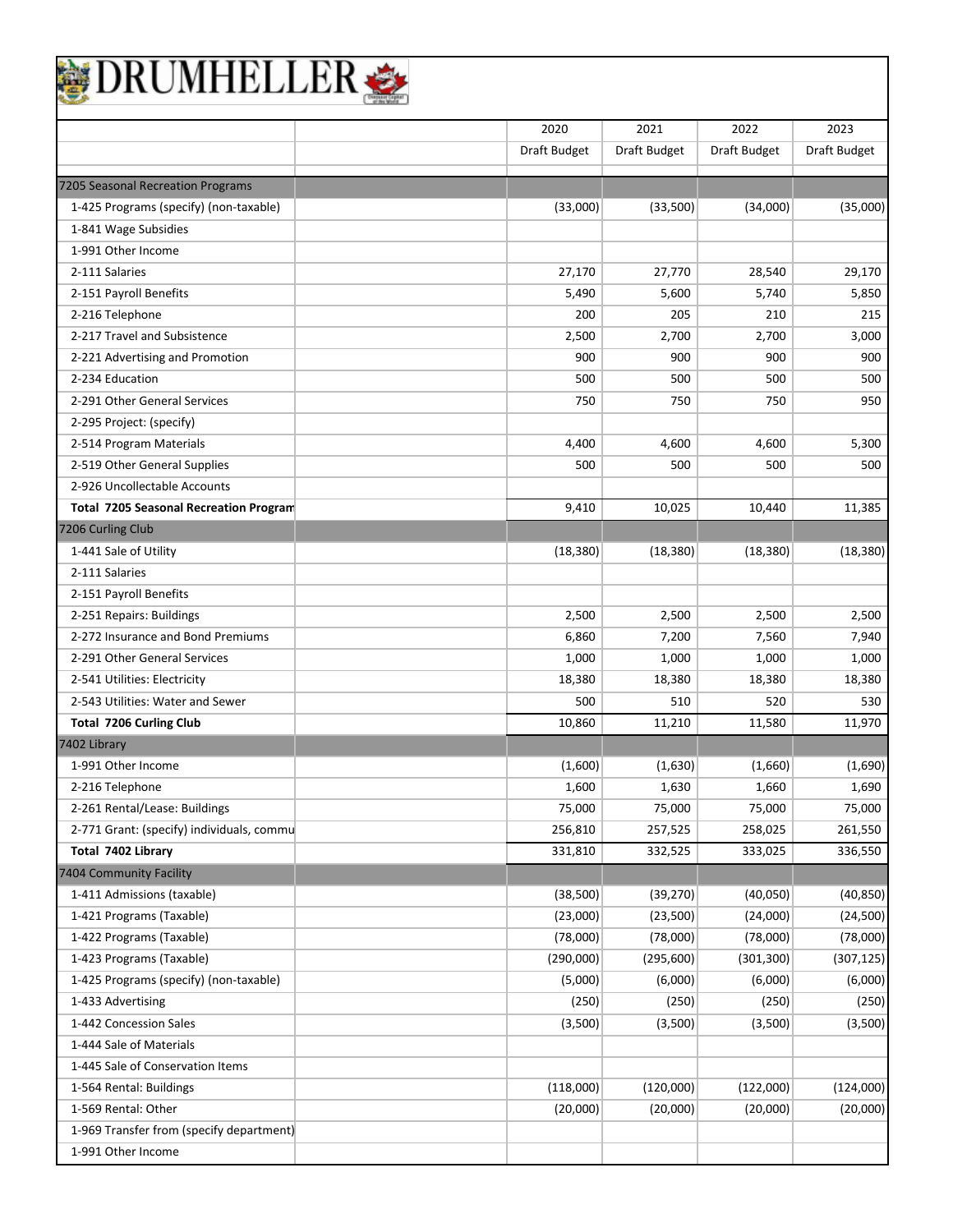# DRUMHELLER

| | | 2020 | 2021 | 2022 | 2023 |
|---|---|---|---|---|---|
| | | Draft Budget | Draft Budget | Draft Budget | Draft Budget |
| 7205 Seasonal Recreation Programs | | | | | |
| 1-425 Programs (specify) (non-taxable) | | (33,000) | (33,500) | (34,000) | (35,000) |
| 1-841 Wage Subsidies | | | | | |
| 1-991 Other Income | | | | | |
| 2-111 Salaries | | 27,170 | 27,770 | 28,540 | 29,170 |
| 2-151 Payroll Benefits | | 5,490 | 5,600 | 5,740 | 5,850 |
| 2-216 Telephone | | 200 | 205 | 210 | 215 |
| 2-217 Travel and Subsistence | | 2,500 | 2,700 | 2,700 | 3,000 |
| 2-221 Advertising and Promotion | | 900 | 900 | 900 | 900 |
| 2-234 Education | | 500 | 500 | 500 | 500 |
| 2-291 Other General Services | | 750 | 750 | 750 | 950 |
| 2-295 Project: (specify) | | | | | |
| 2-514 Program Materials | | 4,400 | 4,600 | 4,600 | 5,300 |
| 2-519 Other General Supplies | | 500 | 500 | 500 | 500 |
| 2-926 Uncollectable Accounts | | | | | |
| **Total 7205 Seasonal Recreation Program** | | 9,410 | 10,025 | 10,440 | 11,385 |
| 7206 Curling Club | | | | | |
| 1-441 Sale of Utility | | (18,380) | (18,380) | (18,380) | (18,380) |
| 2-111 Salaries | | | | | |
| 2-151 Payroll Benefits | | | | | |
| 2-251 Repairs: Buildings | | 2,500 | 2,500 | 2,500 | 2,500 |
| 2-272 Insurance and Bond Premiums | | 6,860 | 7,200 | 7,560 | 7,940 |
| 2-291 Other General Services | | 1,000 | 1,000 | 1,000 | 1,000 |
| 2-541 Utilities: Electricity | | 18,380 | 18,380 | 18,380 | 18,380 |
| 2-543 Utilities: Water and Sewer | | 500 | 510 | 520 | 530 |
| **Total 7206 Curling Club** | | 10,860 | 11,210 | 11,580 | 11,970 |
| 7402 Library | | | | | |
| 1-991 Other Income | | (1,600) | (1,630) | (1,660) | (1,690) |
| 2-216 Telephone | | 1,600 | 1,630 | 1,660 | 1,690 |
| 2-261 Rental/Lease: Buildings | | 75,000 | 75,000 | 75,000 | 75,000 |
| 2-771 Grant: (specify) individuals, commu | | 256,810 | 257,525 | 258,025 | 261,550 |
| **Total 7402 Library** | | 331,810 | 332,525 | 333,025 | 336,550 |
| 7404 Community Facility | | | | | |
| 1-411 Admissions (taxable) | | (38,500) | (39,270) | (40,050) | (40,850) |
| 1-421 Programs (Taxable) | | (23,000) | (23,500) | (24,000) | (24,500) |
| 1-422 Programs (Taxable) | | (78,000) | (78,000) | (78,000) | (78,000) |
| 1-423 Programs (Taxable) | | (290,000) | (295,600) | (301,300) | (307,125) |
| 1-425 Programs (specify) (non-taxable) | | (5,000) | (6,000) | (6,000) | (6,000) |
| 1-433 Advertising | | (250) | (250) | (250) | (250) |
| 1-442 Concession Sales | | (3,500) | (3,500) | (3,500) | (3,500) |
| 1-444 Sale of Materials | | | | | |
| 1-445 Sale of Conservation Items | | | | | |
| 1-564 Rental: Buildings | | (118,000) | (120,000) | (122,000) | (124,000) |
| 1-569 Rental: Other | | (20,000) | (20,000) | (20,000) | (20,000) |
| 1-969 Transfer from (specify department) | | | | | |
| 1-991 Other Income | | | | | |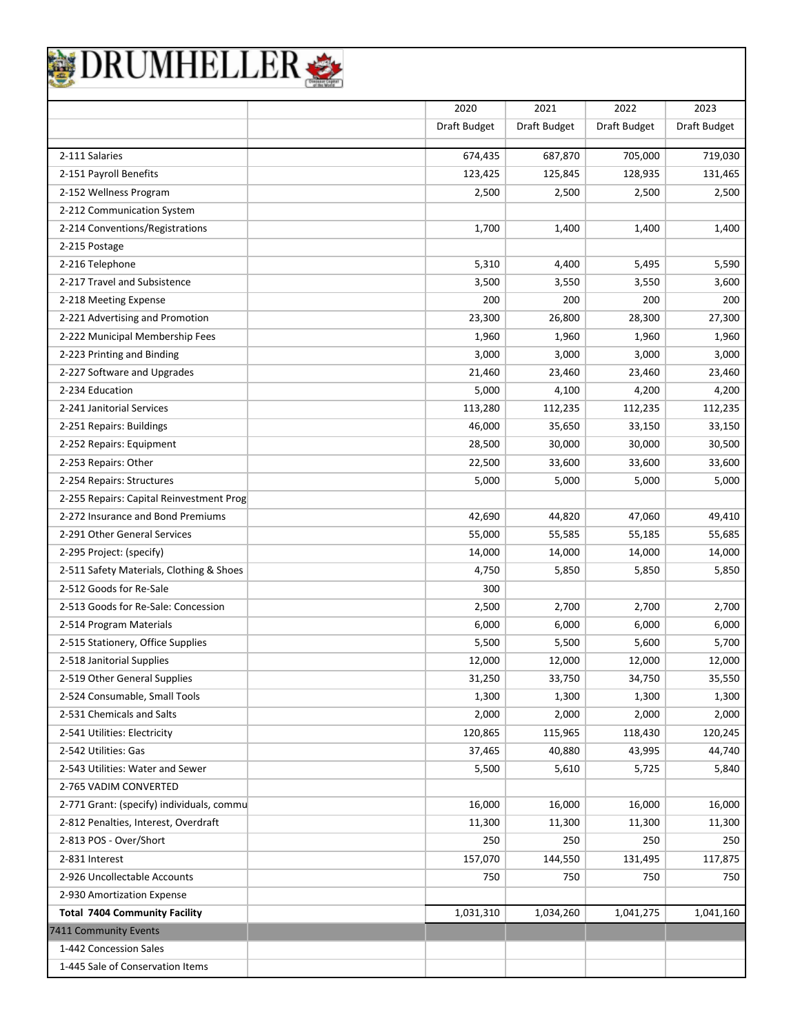# DRUMHELLER

| | | 2020 | 2021 | 2022 | 2023 |
|---|---|---|---|---|---|
| | | Draft Budget | Draft Budget | Draft Budget | Draft Budget |
| 2-111 Salaries | | 674,435 | 687,870 | 705,000 | 719,030 |
| 2-151 Payroll Benefits | | 123,425 | 125,845 | 128,935 | 131,465 |
| 2-152 Wellness Program | | 2,500 | 2,500 | 2,500 | 2,500 |
| 2-212 Communication System | | | | | |
| 2-214 Conventions/Registrations | | 1,700 | 1,400 | 1,400 | 1,400 |
| 2-215 Postage | | | | | |
| 2-216 Telephone | | 5,310 | 4,400 | 5,495 | 5,590 |
| 2-217 Travel and Subsistence | | 3,500 | 3,550 | 3,550 | 3,600 |
| 2-218 Meeting Expense | | 200 | 200 | 200 | 200 |
| 2-221 Advertising and Promotion | | 23,300 | 26,800 | 28,300 | 27,300 |
| 2-222 Municipal Membership Fees | | 1,960 | 1,960 | 1,960 | 1,960 |
| 2-223 Printing and Binding | | 3,000 | 3,000 | 3,000 | 3,000 |
| 2-227 Software and Upgrades | | 21,460 | 23,460 | 23,460 | 23,460 |
| 2-234 Education | | 5,000 | 4,100 | 4,200 | 4,200 |
| 2-241 Janitorial Services | | 113,280 | 112,235 | 112,235 | 112,235 |
| 2-251 Repairs: Buildings | | 46,000 | 35,650 | 33,150 | 33,150 |
| 2-252 Repairs: Equipment | | 28,500 | 30,000 | 30,000 | 30,500 |
| 2-253 Repairs: Other | | 22,500 | 33,600 | 33,600 | 33,600 |
| 2-254 Repairs: Structures | | 5,000 | 5,000 | 5,000 | 5,000 |
| 2-255 Repairs: Capital Reinvestment Prog | | | | | |
| 2-272 Insurance and Bond Premiums | | 42,690 | 44,820 | 47,060 | 49,410 |
| 2-291 Other General Services | | 55,000 | 55,585 | 55,185 | 55,685 |
| 2-295 Project: (specify) | | 14,000 | 14,000 | 14,000 | 14,000 |
| 2-511 Safety Materials, Clothing & Shoes | | 4,750 | 5,850 | 5,850 | 5,850 |
| 2-512 Goods for Re-Sale | | 300 | | | |
| 2-513 Goods for Re-Sale: Concession | | 2,500 | 2,700 | 2,700 | 2,700 |
| 2-514 Program Materials | | 6,000 | 6,000 | 6,000 | 6,000 |
| 2-515 Stationery, Office Supplies | | 5,500 | 5,500 | 5,600 | 5,700 |
| 2-518 Janitorial Supplies | | 12,000 | 12,000 | 12,000 | 12,000 |
| 2-519 Other General Supplies | | 31,250 | 33,750 | 34,750 | 35,550 |
| 2-524 Consumable, Small Tools | | 1,300 | 1,300 | 1,300 | 1,300 |
| 2-531 Chemicals and Salts | | 2,000 | 2,000 | 2,000 | 2,000 |
| 2-541 Utilities: Electricity | | 120,865 | 115,965 | 118,430 | 120,245 |
| 2-542 Utilities: Gas | | 37,465 | 40,880 | 43,995 | 44,740 |
| 2-543 Utilities: Water and Sewer | | 5,500 | 5,610 | 5,725 | 5,840 |
| 2-765 VADIM CONVERTED | | | | | |
| 2-771 Grant: (specify) individuals, commu | | 16,000 | 16,000 | 16,000 | 16,000 |
| 2-812 Penalties, Interest, Overdraft | | 11,300 | 11,300 | 11,300 | 11,300 |
| 2-813 POS - Over/Short | | 250 | 250 | 250 | 250 |
| 2-831 Interest | | 157,070 | 144,550 | 131,495 | 117,875 |
| 2-926 Uncollectable Accounts | | 750 | 750 | 750 | 750 |
| 2-930 Amortization Expense | | | | | |
| **Total 7404 Community Facility** | | 1,031,310 | 1,034,260 | 1,041,275 | 1,041,160 |
| 7411 Community Events | | | | | |
| 1-442 Concession Sales | | | | | |
| 1-445 Sale of Conservation Items | | | | | |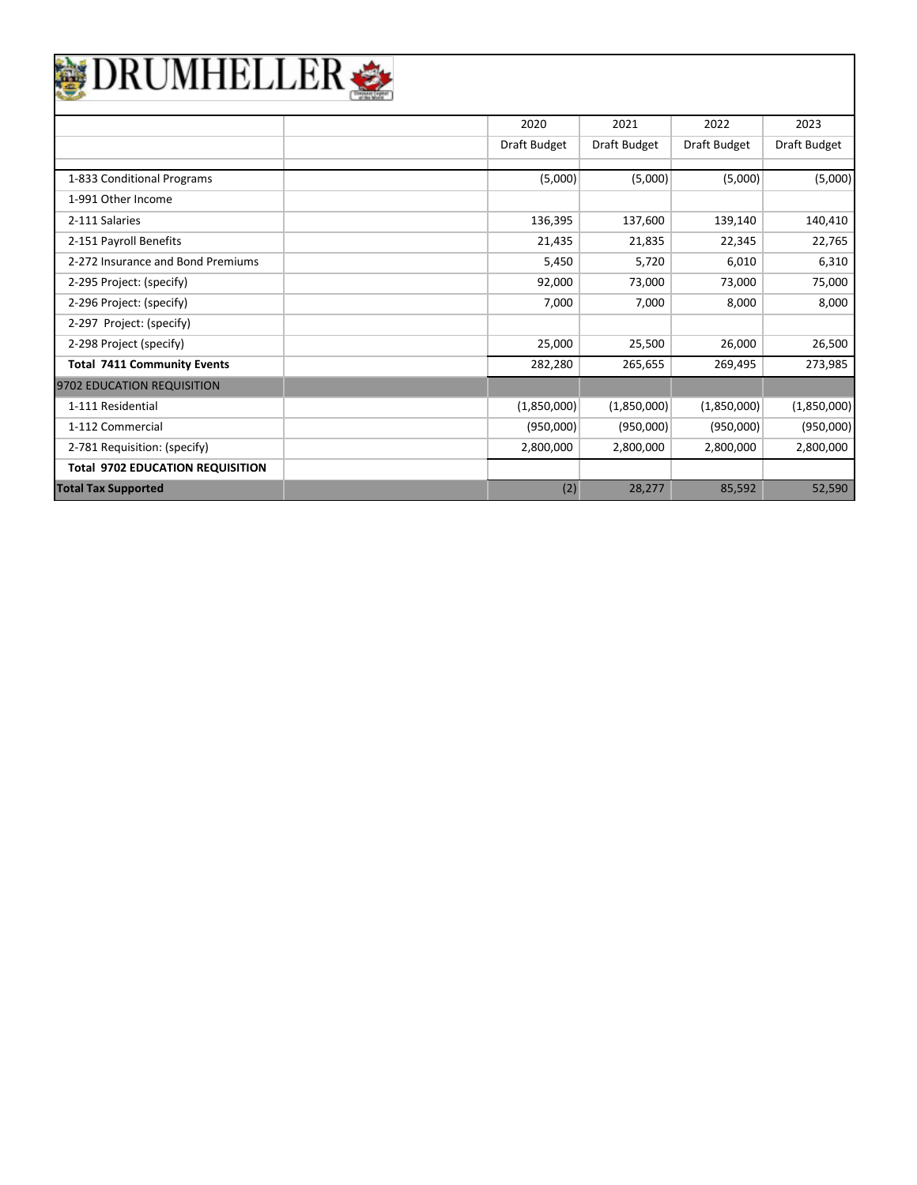# DRUMHELLER

| | | 2020 | 2021 | 2022 | 2023 |
|---|---|---|---|---|---|
| | | Draft Budget | Draft Budget | Draft Budget | Draft Budget |
| 1-833 Conditional Programs | | (5,000) | (5,000) | (5,000) | (5,000) |
| 1-991 Other Income | | | | | |
| 2-111 Salaries | | 136,395 | 137,600 | 139,140 | 140,410 |
| 2-151 Payroll Benefits | | 21,435 | 21,835 | 22,345 | 22,765 |
| 2-272 Insurance and Bond Premiums | | 5,450 | 5,720 | 6,010 | 6,310 |
| 2-295 Project: (specify) | | 92,000 | 73,000 | 73,000 | 75,000 |
| 2-296 Project: (specify) | | 7,000 | 7,000 | 8,000 | 8,000 |
| 2-297 Project: (specify) | | | | | |
| 2-298 Project (specify) | | 25,000 | 25,500 | 26,000 | 26,500 |
| **Total 7411 Community Events** | | 282,280 | 265,655 | 269,495 | 273,985 |
| 9702 EDUCATION REQUISITION | | | | | |
| 1-111 Residential | | (1,850,000) | (1,850,000) | (1,850,000) | (1,850,000) |
| 1-112 Commercial | | (950,000) | (950,000) | (950,000) | (950,000) |
| 2-781 Requisition: (specify) | | 2,800,000 | 2,800,000 | 2,800,000 | 2,800,000 |
| **Total 9702 EDUCATION REQUISITION** | | | | | |
| **Total Tax Supported** | | (2) | 28,277 | 85,592 | 52,590 |